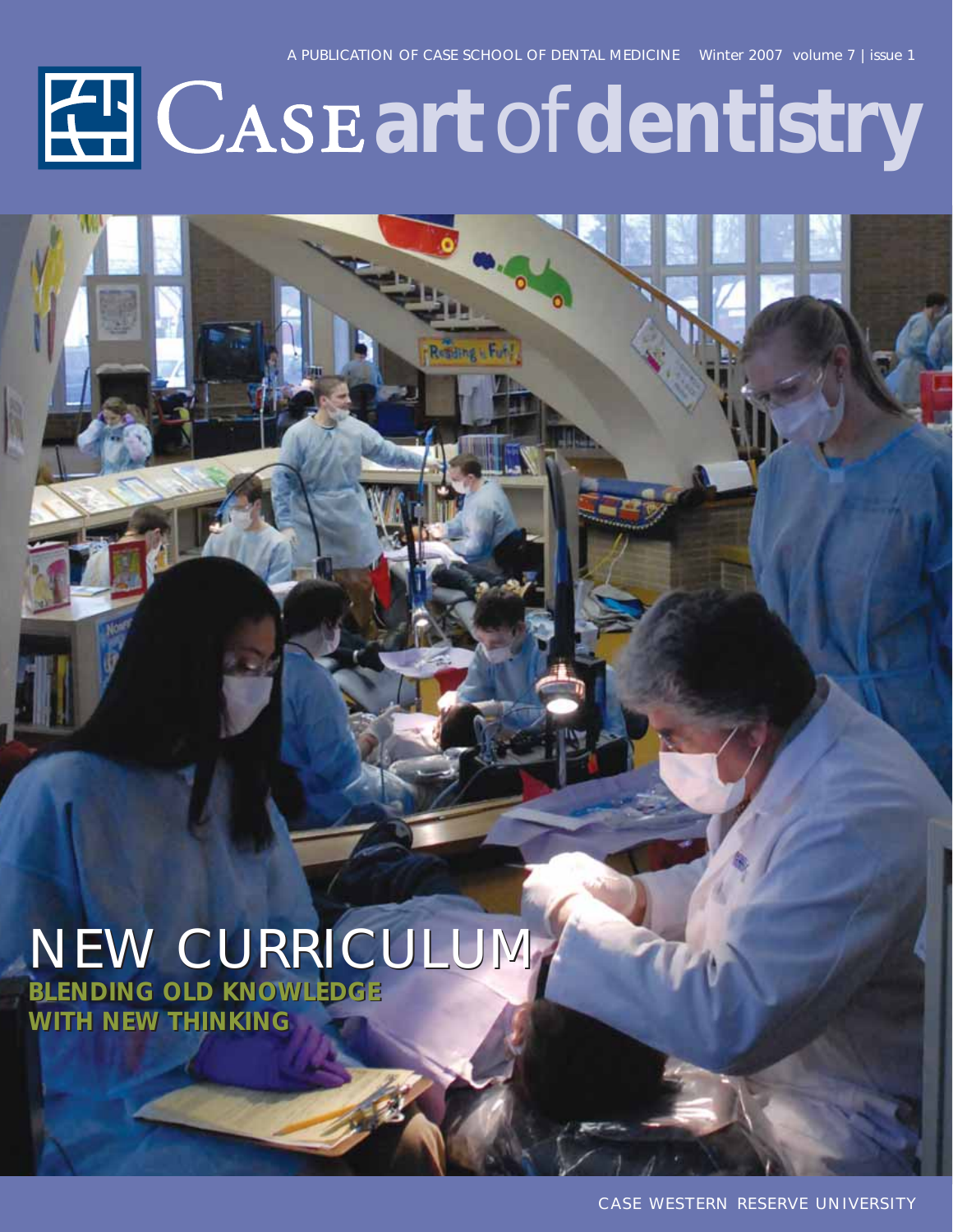A PUBLICATION OF CASE SCHOOL OF DENTAL MEDICINE Winter 2007 volume 7 | issue 1

# CASE art of dentistry

## NEW CURRICULUM

**BLENDING OLD KNOWLEDGE WITH NEW THINKING**

CASE WESTERN RESERVE UNIVERSITY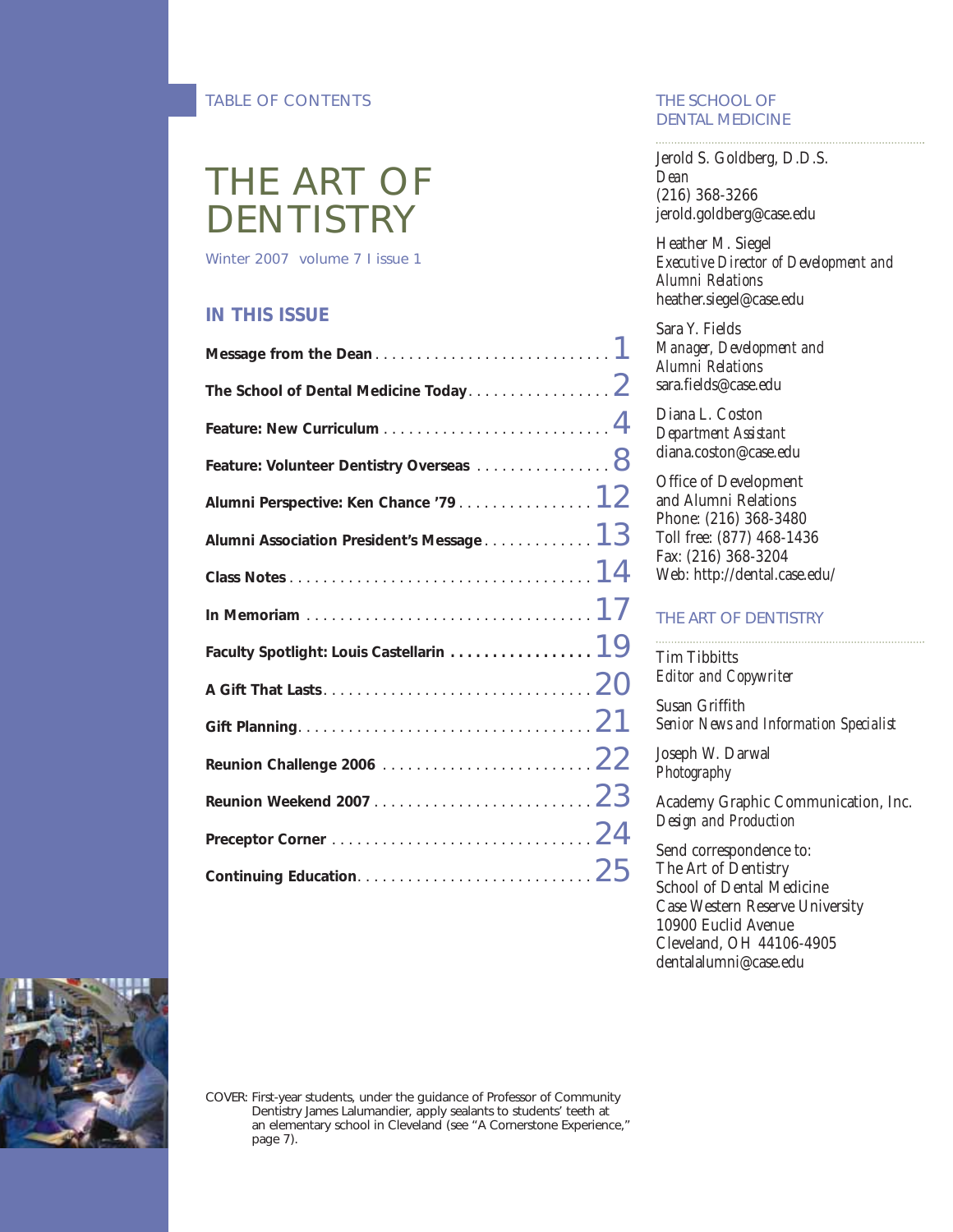TABLE OF CONTENTS

# THE ART OF DENTISTRY

Winter 2007 volume 7 I issue 1

## IN THIS ISSUE

| | |
|---|---|
| **Message from the Dean** | 1 |
| **The School of Dental Medicine Today** | 2 |
| **Feature: New Curriculum** | 4 |
| **Feature: Volunteer Dentistry Overseas** | 8 |
| **Alumni Perspective: Ken Chance '79** | 12 |
| **Alumni Association President's Message** | 13 |
| **Class Notes** | 14 |
| **In Memoriam** | 17 |
| **Faculty Spotlight: Louis Castellarin** | 19 |
| **A Gift That Lasts** | 20 |
| **Gift Planning** | 21 |
| **Reunion Challenge 2006** | 22 |
| **Reunion Weekend 2007** | 23 |
| **Preceptor Corner** | 24 |
| **Continuing Education** | 25 |

## THE SCHOOL OF DENTAL MEDICINE

Jerold S. Goldberg, D.D.S.
*Dean*
(216) 368-3266
jerold.goldberg@case.edu

Heather M. Siegel
*Executive Director of Development and Alumni Relations*
heather.siegel@case.edu

Sara Y. Fields
*Manager, Development and Alumni Relations*
sara.fields@case.edu

Diana L. Coston
*Department Assistant*
diana.coston@case.edu

Office of Development and Alumni Relations
Phone: (216) 368-3480
Toll free: (877) 468-1436
Fax: (216) 368-3204
Web: http://dental.case.edu/

## THE ART OF DENTISTRY

Tim Tibbitts
*Editor and Copywriter*

Susan Griffith
*Senior News and Information Specialist*

Joseph W. Darwal
*Photography*

Academy Graphic Communication, Inc.
*Design and Production*

Send correspondence to:
The Art of Dentistry
School of Dental Medicine
Case Western Reserve University
10900 Euclid Avenue
Cleveland, OH 44106-4905
dentalalumni@case.edu

COVER: First-year students, under the guidance of Professor of Community Dentistry James Lalumandier, apply sealants to students' teeth at an elementary school in Cleveland (see "A Cornerstone Experience," page 7).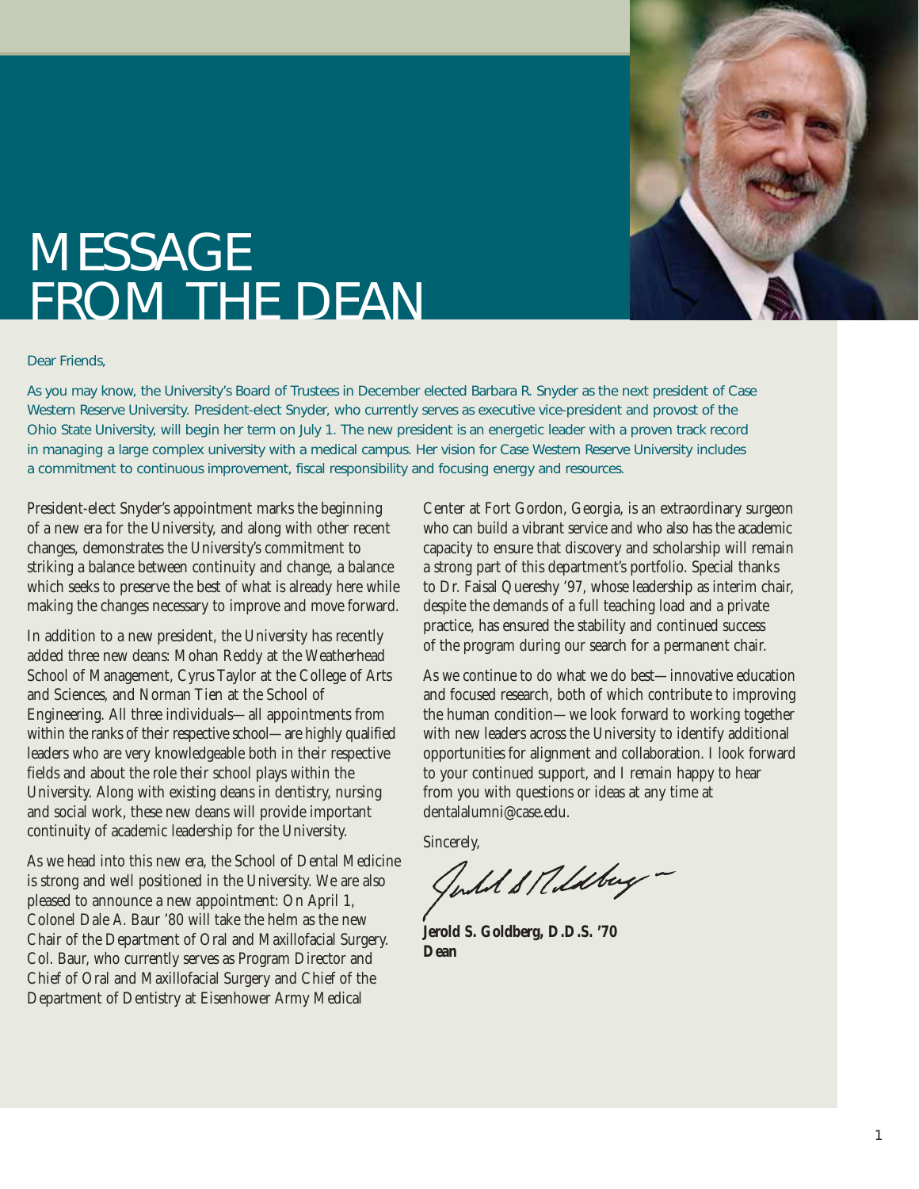# MESSAGE FROM THE DEAN

Dear Friends,

As you may know, the University's Board of Trustees in December elected Barbara R. Snyder as the next president of Case Western Reserve University. President-elect Snyder, who currently serves as executive vice-president and provost of the Ohio State University, will begin her term on July 1. The new president is an energetic leader with a proven track record in managing a large complex university with a medical campus. Her vision for Case Western Reserve University includes a commitment to continuous improvement, fiscal responsibility and focusing energy and resources.

President-elect Snyder's appointment marks the beginning of a new era for the University, and along with other recent changes, demonstrates the University's commitment to striking a balance between continuity and change, a balance which seeks to preserve the best of what is already here while making the changes necessary to improve and move forward.

In addition to a new president, the University has recently added three new deans: Mohan Reddy at the Weatherhead School of Management, Cyrus Taylor at the College of Arts and Sciences, and Norman Tien at the School of Engineering. All three individuals—all appointments from within the ranks of their respective school—are highly qualified leaders who are very knowledgeable both in their respective fields and about the role their school plays within the University. Along with existing deans in dentistry, nursing and social work, these new deans will provide important continuity of academic leadership for the University.

As we head into this new era, the School of Dental Medicine is strong and well positioned in the University. We are also pleased to announce a new appointment: On April 1, Colonel Dale A. Baur '80 will take the helm as the new Chair of the Department of Oral and Maxillofacial Surgery. Col. Baur, who currently serves as Program Director and Chief of Oral and Maxillofacial Surgery and Chief of the Department of Dentistry at Eisenhower Army Medical Center at Fort Gordon, Georgia, is an extraordinary surgeon who can build a vibrant service and who also has the academic capacity to ensure that discovery and scholarship will remain a strong part of this department's portfolio. Special thanks to Dr. Faisal Quereshy '97, whose leadership as interim chair, despite the demands of a full teaching load and a private practice, has ensured the stability and continued success of the program during our search for a permanent chair.

As we continue to do what we do best—innovative education and focused research, both of which contribute to improving the human condition—we look forward to working together with new leaders across the University to identify additional opportunities for alignment and collaboration. I look forward to your continued support, and I remain happy to hear from you with questions or ideas at any time at dentalalumni@case.edu.

Sincerely,

**Jerold S. Goldberg, D.D.S. '70**
**Dean**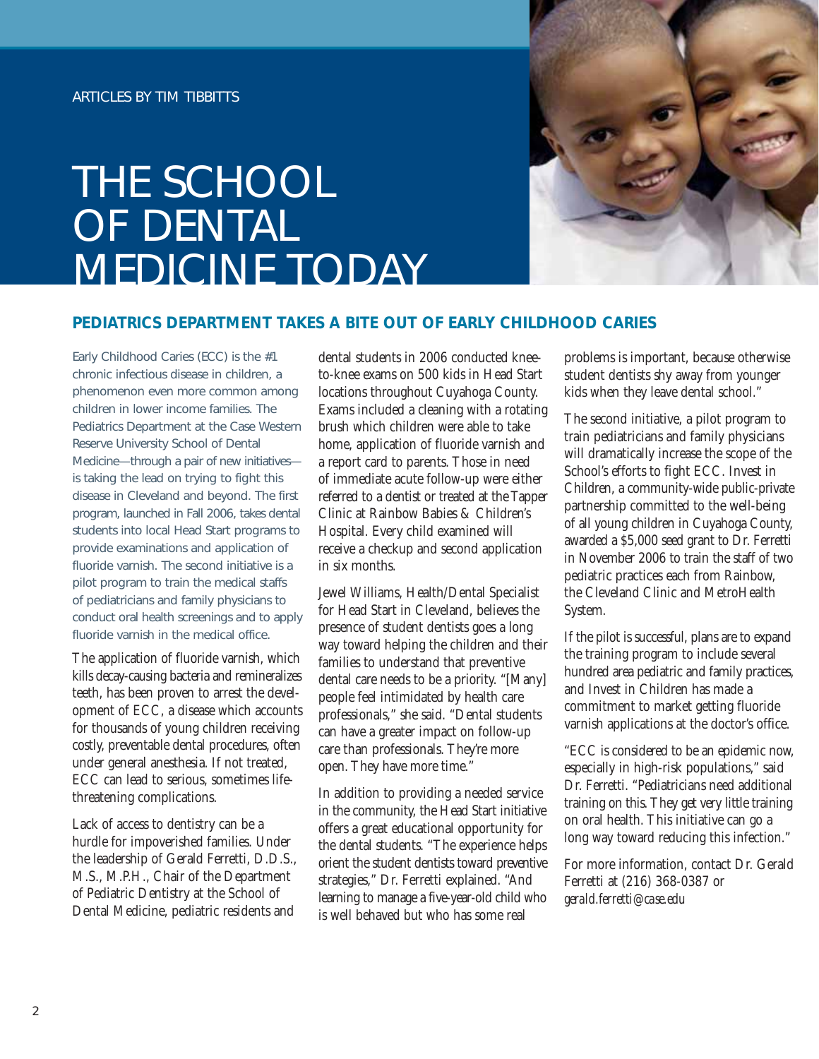ARTICLES BY TIM TIBBITTS

# THE SCHOOL OF DENTAL MEDICINE TODAY

## PEDIATRICS DEPARTMENT TAKES A BITE OUT OF EARLY CHILDHOOD CARIES

Early Childhood Caries (ECC) is the #1 chronic infectious disease in children, a phenomenon even more common among children in lower income families. The Pediatrics Department at the Case Western Reserve University School of Dental Medicine—through a pair of new initiatives—is taking the lead on trying to fight this disease in Cleveland and beyond. The first program, launched in Fall 2006, takes dental students into local Head Start programs to provide examinations and application of fluoride varnish. The second initiative is a pilot program to train the medical staffs of pediatricians and family physicians to conduct oral health screenings and to apply fluoride varnish in the medical office.

The application of fluoride varnish, which kills decay-causing bacteria and remineralizes teeth, has been proven to arrest the development of ECC, a disease which accounts for thousands of young children receiving costly, preventable dental procedures, often under general anesthesia. If not treated, ECC can lead to serious, sometimes life-threatening complications.

Lack of access to dentistry can be a hurdle for impoverished families. Under the leadership of Gerald Ferretti, D.D.S., M.S., M.P.H., Chair of the Department of Pediatric Dentistry at the School of Dental Medicine, pediatric residents and dental students in 2006 conducted knee-to-knee exams on 500 kids in Head Start locations throughout Cuyahoga County. Exams included a cleaning with a rotating brush which children were able to take home, application of fluoride varnish and a report card to parents. Those in need of immediate acute follow-up were either referred to a dentist or treated at the Tapper Clinic at Rainbow Babies & Children's Hospital. Every child examined will receive a checkup and second application in six months.

Jewel Williams, Health/Dental Specialist for Head Start in Cleveland, believes the presence of student dentists goes a long way toward helping the children and their families to understand that preventive dental care needs to be a priority. "[Many] people feel intimidated by health care professionals," she said. "Dental students can have a greater impact on follow-up care than professionals. They're more open. They have more time."

In addition to providing a needed service in the community, the Head Start initiative offers a great educational opportunity for the dental students. "The experience helps orient the student dentists toward preventive strategies," Dr. Ferretti explained. "And learning to manage a five-year-old child who is well behaved but who has some real problems is important, because otherwise student dentists shy away from younger kids when they leave dental school."

The second initiative, a pilot program to train pediatricians and family physicians will dramatically increase the scope of the School's efforts to fight ECC. Invest in Children, a community-wide public-private partnership committed to the well-being of all young children in Cuyahoga County, awarded a $5,000 seed grant to Dr. Ferretti in November 2006 to train the staff of two pediatric practices each from Rainbow, the Cleveland Clinic and MetroHealth System.

If the pilot is successful, plans are to expand the training program to include several hundred area pediatric and family practices, and Invest in Children has made a commitment to market getting fluoride varnish applications at the doctor's office.

"ECC is considered to be an epidemic now, especially in high-risk populations," said Dr. Ferretti. "Pediatricians need additional training on this. They get very little training on oral health. This initiative can go a long way toward reducing this infection."

For more information, contact Dr. Gerald Ferretti at (216) 368-0387 or *gerald.ferretti@case.edu*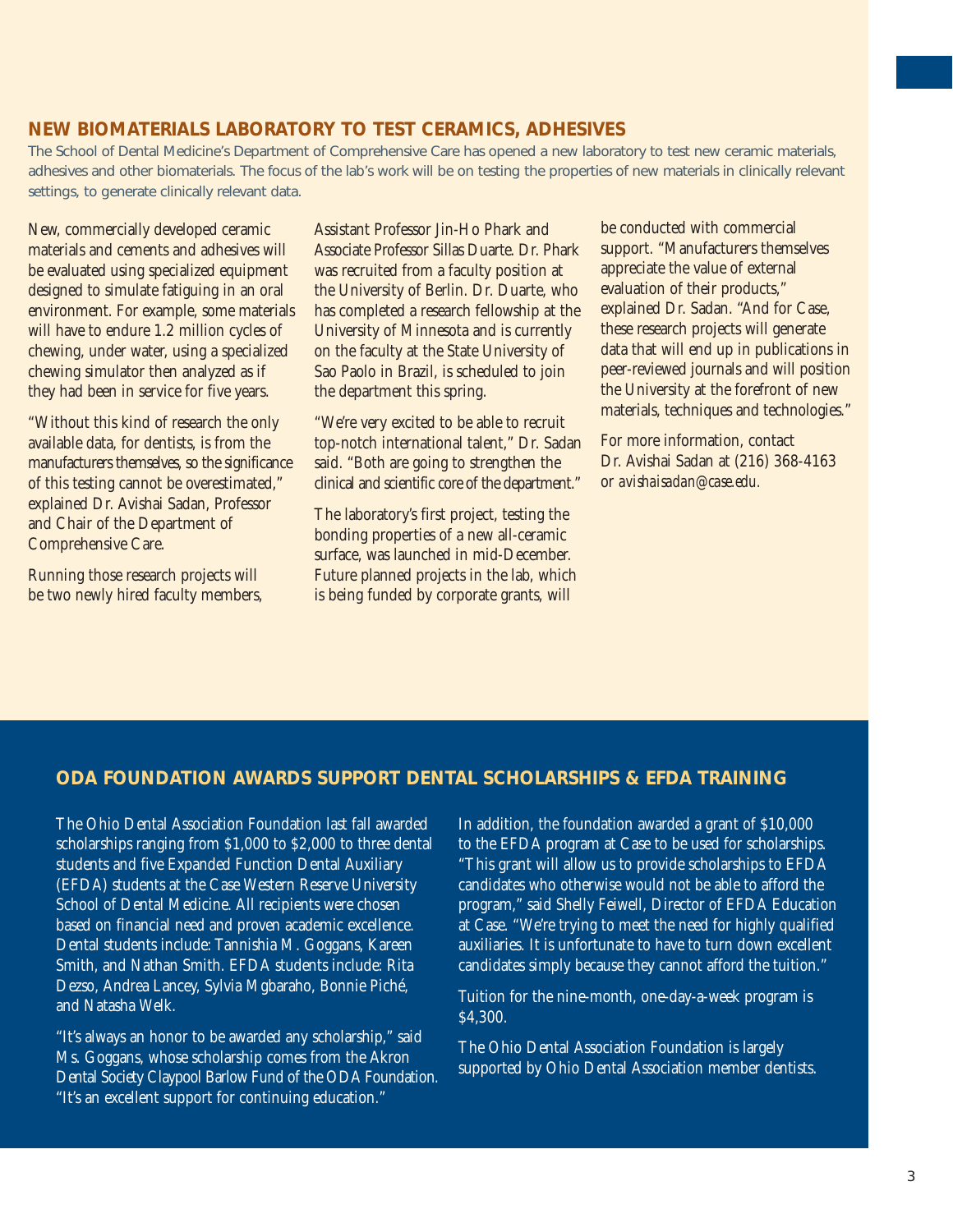## NEW BIOMATERIALS LABORATORY TO TEST CERAMICS, ADHESIVES

The School of Dental Medicine's Department of Comprehensive Care has opened a new laboratory to test new ceramic materials, adhesives and other biomaterials. The focus of the lab's work will be on testing the properties of new materials in clinically relevant settings, to generate clinically relevant data.

New, commercially developed ceramic materials and cements and adhesives will be evaluated using specialized equipment designed to simulate fatiguing in an oral environment. For example, some materials will have to endure 1.2 million cycles of chewing, under water, using a specialized chewing simulator then analyzed as if they had been in service for five years.

"Without this kind of research the only available data, for dentists, is from the manufacturers themselves, so the significance of this testing cannot be overestimated," explained Dr. Avishai Sadan, Professor and Chair of the Department of Comprehensive Care.

Running those research projects will be two newly hired faculty members, Assistant Professor Jin-Ho Phark and Associate Professor Sillas Duarte. Dr. Phark was recruited from a faculty position at the University of Berlin. Dr. Duarte, who has completed a research fellowship at the University of Minnesota and is currently on the faculty at the State University of Sao Paolo in Brazil, is scheduled to join the department this spring.

"We're very excited to be able to recruit top-notch international talent," Dr. Sadan said. "Both are going to strengthen the clinical and scientific core of the department."

The laboratory's first project, testing the bonding properties of a new all-ceramic surface, was launched in mid-December. Future planned projects in the lab, which is being funded by corporate grants, will be conducted with commercial support. "Manufacturers themselves appreciate the value of external evaluation of their products," explained Dr. Sadan. "And for Case, these research projects will generate data that will end up in publications in peer-reviewed journals and will position the University at the forefront of new materials, techniques and technologies."

For more information, contact Dr. Avishai Sadan at (216) 368-4163 or *avishaisadan@case.edu.*

## ODA FOUNDATION AWARDS SUPPORT DENTAL SCHOLARSHIPS & EFDA TRAINING

The Ohio Dental Association Foundation last fall awarded scholarships ranging from $1,000 to $2,000 to three dental students and five Expanded Function Dental Auxiliary (EFDA) students at the Case Western Reserve University School of Dental Medicine. All recipients were chosen based on financial need and proven academic excellence. Dental students include: Tannishia M. Goggans, Kareen Smith, and Nathan Smith. EFDA students include: Rita Dezso, Andrea Lancey, Sylvia Mgbaraho, Bonnie Piché, and Natasha Welk.

"It's always an honor to be awarded any scholarship," said Ms. Goggans, whose scholarship comes from the Akron Dental Society Claypool Barlow Fund of the ODA Foundation. "It's an excellent support for continuing education."

In addition, the foundation awarded a grant of $10,000 to the EFDA program at Case to be used for scholarships. "This grant will allow us to provide scholarships to EFDA candidates who otherwise would not be able to afford the program," said Shelly Feiwell, Director of EFDA Education at Case. "We're trying to meet the need for highly qualified auxiliaries. It is unfortunate to have to turn down excellent candidates simply because they cannot afford the tuition."

Tuition for the nine-month, one-day-a-week program is $4,300.

The Ohio Dental Association Foundation is largely supported by Ohio Dental Association member dentists.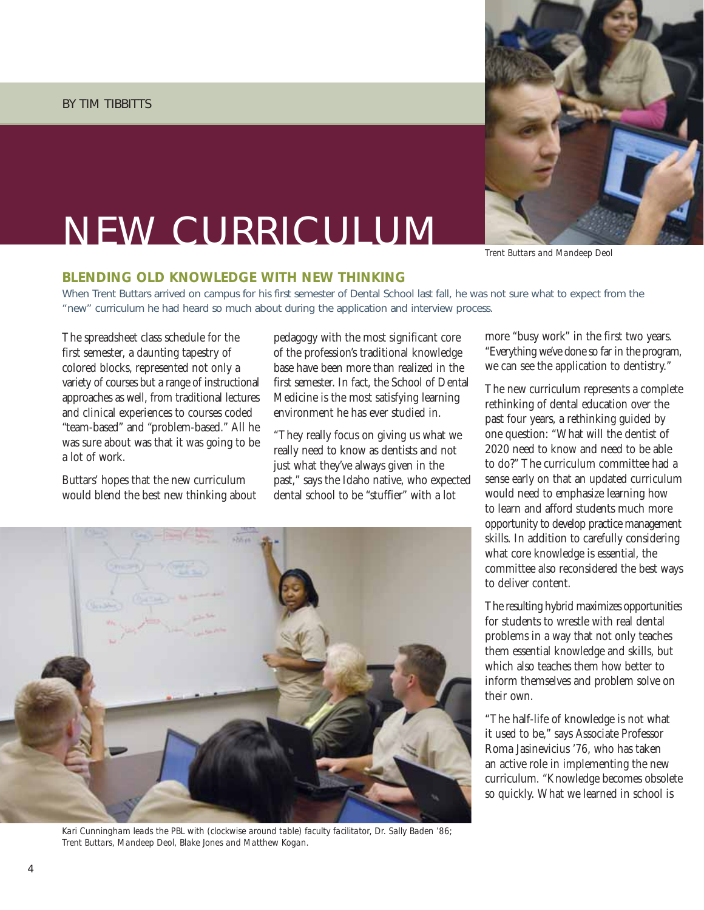BY TIM TIBBITTS

# NEW CURRICULUM

Trent Buttars and Mandeep Deol

## BLENDING OLD KNOWLEDGE WITH NEW THINKING

When Trent Buttars arrived on campus for his first semester of Dental School last fall, he was not sure what to expect from the "new" curriculum he had heard so much about during the application and interview process.

The spreadsheet class schedule for the first semester, a daunting tapestry of colored blocks, represented not only a variety of courses but a range of instructional approaches as well, from traditional lectures and clinical experiences to courses coded "team-based" and "problem-based." All he was sure about was that it was going to be a lot of work.

Buttars' hopes that the new curriculum would blend the best new thinking about pedagogy with the most significant core of the profession's traditional knowledge base have been more than realized in the first semester. In fact, the School of Dental Medicine is the most satisfying learning environment he has ever studied in.

"They really focus on giving us what we really need to know as dentists and not just what they've always given in the past," says the Idaho native, who expected dental school to be "stuffier" with a lot more "busy work" in the first two years. "Everything we've done so far in the program, we can see the application to dentistry."

*Kari Cunningham leads the PBL with (clockwise around table) faculty facilitator, Dr. Sally Baden '86; Trent Buttars, Mandeep Deol, Blake Jones and Matthew Kogan.*

The new curriculum represents a complete rethinking of dental education over the past four years, a rethinking guided by one question: "What will the dentist of 2020 need to know and need to be able to do?" The curriculum committee had a sense early on that an updated curriculum would need to emphasize learning how to learn and afford students much more opportunity to develop practice management skills. In addition to carefully considering what core knowledge is essential, the committee also reconsidered the best ways to deliver content.

The resulting hybrid maximizes opportunities for students to wrestle with real dental problems in a way that not only teaches them essential knowledge and skills, but which also teaches them how better to inform themselves and problem solve on their own.

"The half-life of knowledge is not what it used to be," says Associate Professor Roma Jasinevicius '76, who has taken an active role in implementing the new curriculum. "Knowledge becomes obsolete so quickly. What we learned in school is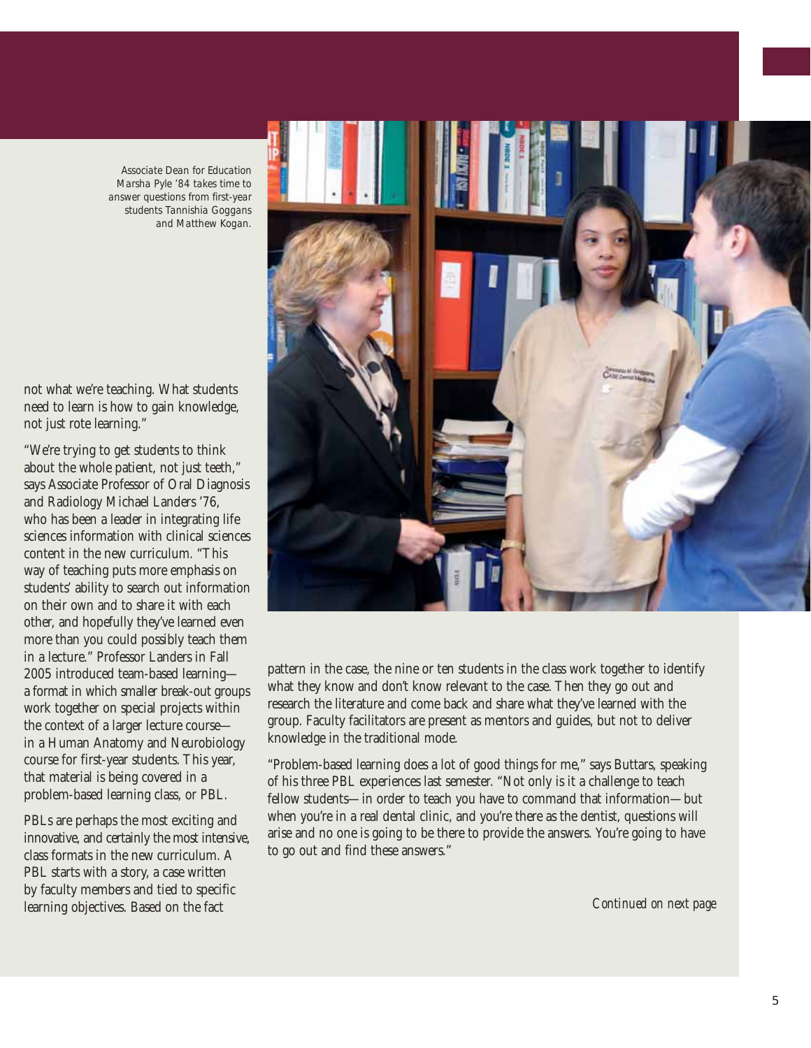*Associate Dean for Education Marsha Pyle '84 takes time to answer questions from first-year students Tannishia Goggans and Matthew Kogan.*

not what we're teaching. What students need to learn is how to gain knowledge, not just rote learning."

"We're trying to get students to think about the whole patient, not just teeth," says Associate Professor of Oral Diagnosis and Radiology Michael Landers '76, who has been a leader in integrating life sciences information with clinical sciences content in the new curriculum. "This way of teaching puts more emphasis on students' ability to search out information on their own and to share it with each other, and hopefully they've learned even more than you could possibly teach them in a lecture." Professor Landers in Fall 2005 introduced team-based learning—a format in which smaller break-out groups work together on special projects within the context of a larger lecture course—in a Human Anatomy and Neurobiology course for first-year students. This year, that material is being covered in a problem-based learning class, or PBL.

PBLs are perhaps the most exciting and innovative, and certainly the most intensive, class formats in the new curriculum. A PBL starts with a story, a case written by faculty members and tied to specific learning objectives. Based on the fact pattern in the case, the nine or ten students in the class work together to identify what they know and don't know relevant to the case. Then they go out and research the literature and come back and share what they've learned with the group. Faculty facilitators are present as mentors and guides, but not to deliver knowledge in the traditional mode.

"Problem-based learning does a lot of good things for me," says Buttars, speaking of his three PBL experiences last semester. "Not only is it a challenge to teach fellow students—in order to teach you have to command that information—but when you're in a real dental clinic, and you're there as the dentist, questions will arise and no one is going to be there to provide the answers. You're going to have to go out and find these answers."

*Continued on next page*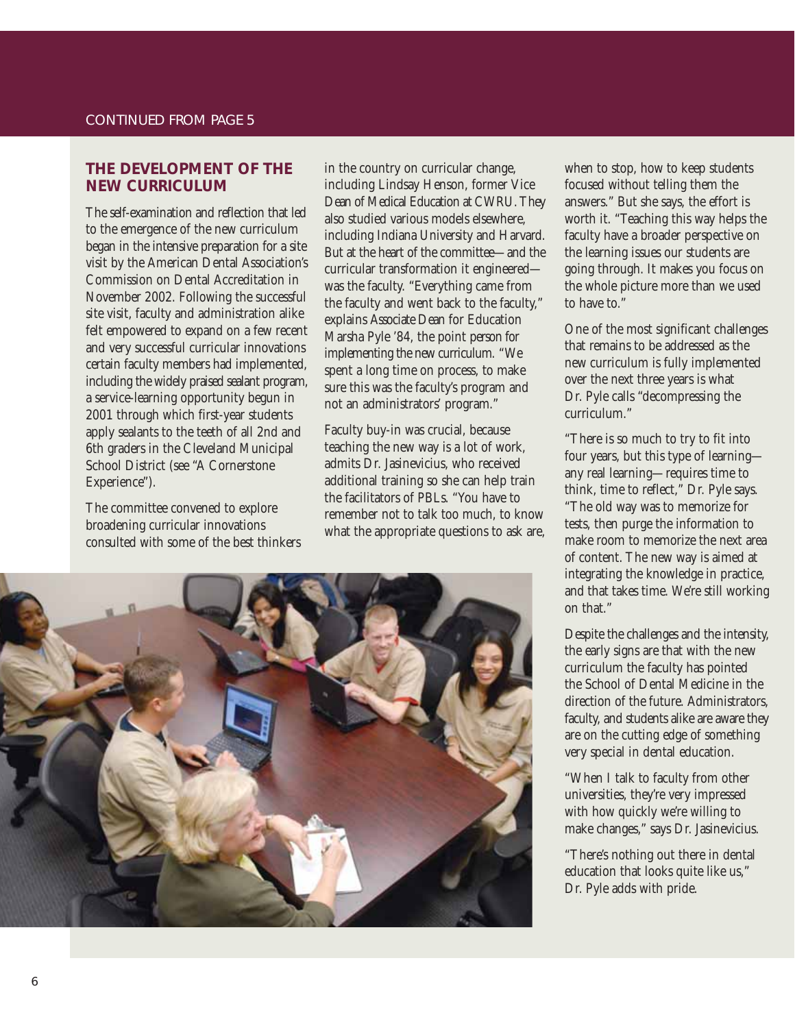CONTINUED FROM PAGE 5

## THE DEVELOPMENT OF THE NEW CURRICULUM

The self-examination and reflection that led to the emergence of the new curriculum began in the intensive preparation for a site visit by the American Dental Association's Commission on Dental Accreditation in November 2002. Following the successful site visit, faculty and administration alike felt empowered to expand on a few recent and very successful curricular innovations certain faculty members had implemented, including the widely praised sealant program, a service-learning opportunity begun in 2001 through which first-year students apply sealants to the teeth of all 2nd and 6th graders in the Cleveland Municipal School District (see "A Cornerstone Experience").

The committee convened to explore broadening curricular innovations consulted with some of the best thinkers in the country on curricular change, including Lindsay Henson, former Vice Dean of Medical Education at CWRU. They also studied various models elsewhere, including Indiana University and Harvard. But at the heart of the committee—and the curricular transformation it engineered—was the faculty. "Everything came from the faculty and went back to the faculty," explains Associate Dean for Education Marsha Pyle '84, the point person for implementing the new curriculum. "We spent a long time on process, to make sure this was the faculty's program and not an administrators' program."

Faculty buy-in was crucial, because teaching the new way is a lot of work, admits Dr. Jasinevicius, who received additional training so she can help train the facilitators of PBLs. "You have to remember not to talk too much, to know what the appropriate questions to ask are, when to stop, how to keep students focused without telling them the answers." But she says, the effort is worth it. "Teaching this way helps the faculty have a broader perspective on the learning issues our students are going through. It makes you focus on the whole picture more than we used to have to."

One of the most significant challenges that remains to be addressed as the new curriculum is fully implemented over the next three years is what Dr. Pyle calls "decompressing the curriculum."

"There is so much to try to fit into four years, but this type of learning—any real learning—requires time to think, time to reflect," Dr. Pyle says. "The old way was to memorize for tests, then purge the information to make room to memorize the next area of content. The new way is aimed at integrating the knowledge in practice, and that takes time. We're still working on that."

Despite the challenges and the intensity, the early signs are that with the new curriculum the faculty has pointed the School of Dental Medicine in the direction of the future. Administrators, faculty, and students alike are aware they are on the cutting edge of something very special in dental education.

"When I talk to faculty from other universities, they're very impressed with how quickly we're willing to make changes," says Dr. Jasinevicius.

"There's nothing out there in dental education that looks quite like us," Dr. Pyle adds with pride.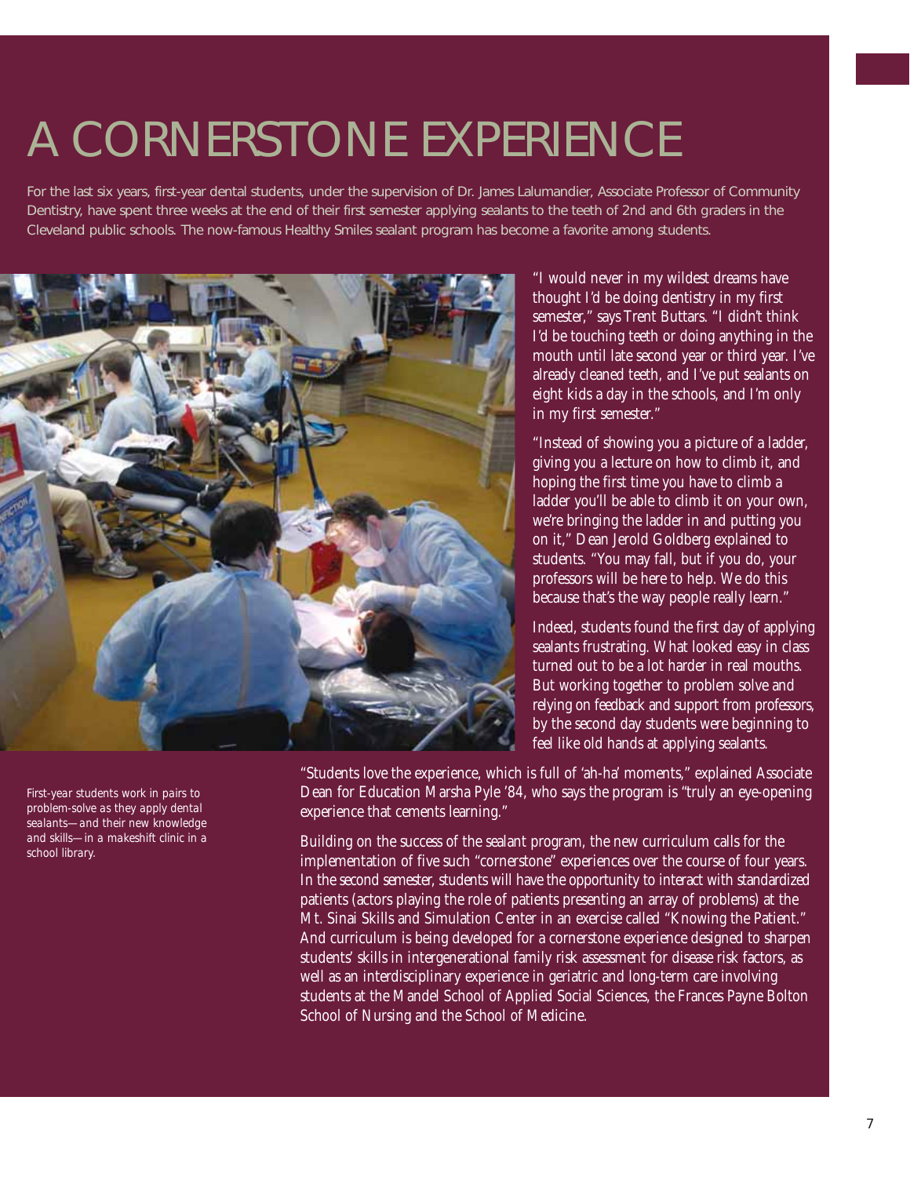# A CORNERSTONE EXPERIENCE

For the last six years, first-year dental students, under the supervision of Dr. James Lalumandier, Associate Professor of Community Dentistry, have spent three weeks at the end of their first semester applying sealants to the teeth of 2nd and 6th graders in the Cleveland public schools. The now-famous Healthy Smiles sealant program has become a favorite among students.

"I would never in my wildest dreams have thought I'd be doing dentistry in my first semester," says Trent Buttars. "I didn't think I'd be touching teeth or doing anything in the mouth until late second year or third year. I've already cleaned teeth, and I've put sealants on eight kids a day in the schools, and I'm only in my first semester."

"Instead of showing you a picture of a ladder, giving you a lecture on how to climb it, and hoping the first time you have to climb a ladder you'll be able to climb it on your own, we're bringing the ladder in and putting you on it," Dean Jerold Goldberg explained to students. "You may fall, but if you do, your professors will be here to help. We do this because that's the way people really learn."

Indeed, students found the first day of applying sealants frustrating. What looked easy in class turned out to be a lot harder in real mouths. But working together to problem solve and relying on feedback and support from professors, by the second day students were beginning to feel like old hands at applying sealants.

*First-year students work in pairs to problem-solve as they apply dental sealants—and their new knowledge and skills—in a makeshift clinic in a school library.*

"Students love the experience, which is full of 'ah-ha' moments," explained Associate Dean for Education Marsha Pyle '84, who says the program is "truly an eye-opening experience that cements learning."

Building on the success of the sealant program, the new curriculum calls for the implementation of five such "cornerstone" experiences over the course of four years. In the second semester, students will have the opportunity to interact with standardized patients (actors playing the role of patients presenting an array of problems) at the Mt. Sinai Skills and Simulation Center in an exercise called "Knowing the Patient." And curriculum is being developed for a cornerstone experience designed to sharpen students' skills in intergenerational family risk assessment for disease risk factors, as well as an interdisciplinary experience in geriatric and long-term care involving students at the Mandel School of Applied Social Sciences, the Frances Payne Bolton School of Nursing and the School of Medicine.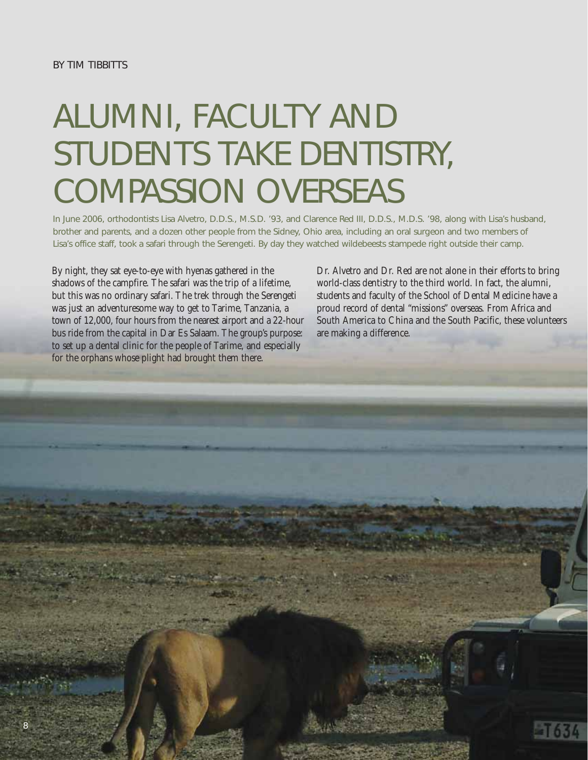BY TIM TIBBITTS

# ALUMNI, FACULTY AND STUDENTS TAKE DENTISTRY, COMPASSION OVERSEAS

In June 2006, orthodontists Lisa Alvetro, D.D.S., M.S.D. '93, and Clarence Red III, D.D.S., M.D.S. '98, along with Lisa's husband, brother and parents, and a dozen other people from the Sidney, Ohio area, including an oral surgeon and two members of Lisa's office staff, took a safari through the Serengeti. By day they watched wildebeests stampede right outside their camp.

By night, they sat eye-to-eye with hyenas gathered in the shadows of the campfire. The safari was the trip of a lifetime, but this was no ordinary safari. The trek through the Serengeti was just an adventuresome way to get to Tarime, Tanzania, a town of 12,000, four hours from the nearest airport and a 22-hour bus ride from the capital in Dar Es Salaam. The group's purpose: to set up a dental clinic for the people of Tarime, and especially for the orphans whose plight had brought them there.

Dr. Alvetro and Dr. Red are not alone in their efforts to bring world-class dentistry to the third world. In fact, the alumni, students and faculty of the School of Dental Medicine have a proud record of dental "missions" overseas. From Africa and South America to China and the South Pacific, these volunteers are making a difference.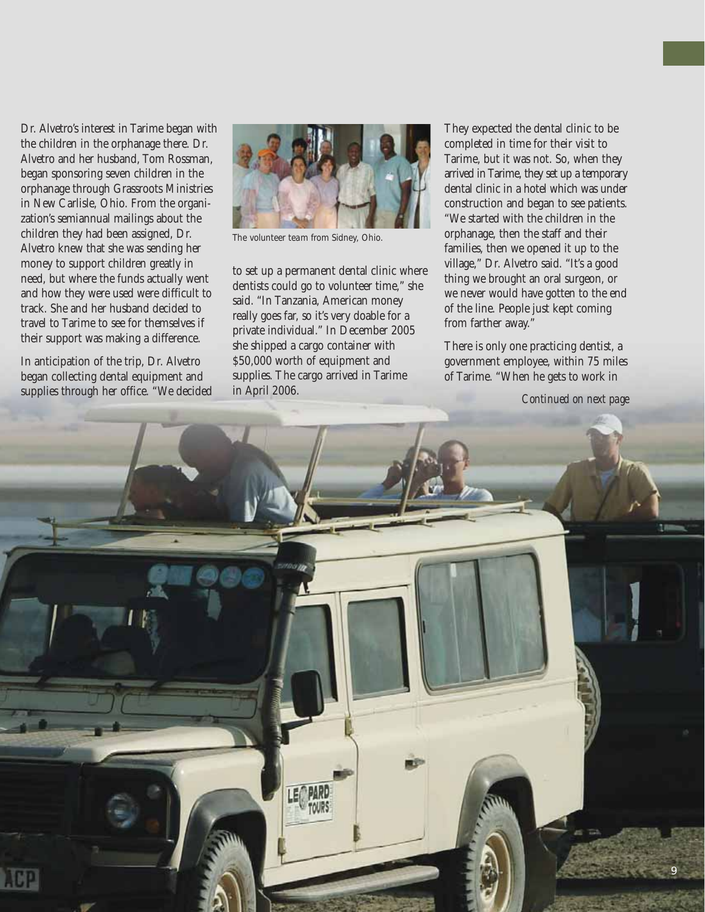Dr. Alvetro's interest in Tarime began with the children in the orphanage there. Dr. Alvetro and her husband, Tom Rossman, began sponsoring seven children in the orphanage through Grassroots Ministries in New Carlisle, Ohio. From the organization's semiannual mailings about the children they had been assigned, Dr. Alvetro knew that she was sending her money to support children greatly in need, but where the funds actually went and how they were used were difficult to track. She and her husband decided to travel to Tarime to see for themselves if their support was making a difference.

In anticipation of the trip, Dr. Alvetro began collecting dental equipment and supplies through her office. "We decided to set up a permanent dental clinic where dentists could go to volunteer time," she said. "In Tanzania, American money really goes far, so it's very doable for a private individual." In December 2005 she shipped a cargo container with $50,000 worth of equipment and supplies. The cargo arrived in Tarime in April 2006.

The volunteer team from Sidney, Ohio.

They expected the dental clinic to be completed in time for their visit to Tarime, but it was not. So, when they arrived in Tarime, they set up a temporary dental clinic in a hotel which was under construction and began to see patients. "We started with the children in the orphanage, then the staff and their families, then we opened it up to the village," Dr. Alvetro said. "It's a good thing we brought an oral surgeon, or we never would have gotten to the end of the line. People just kept coming from farther away."

There is only one practicing dentist, a government employee, within 75 miles of Tarime. "When he gets to work in

*Continued on next page*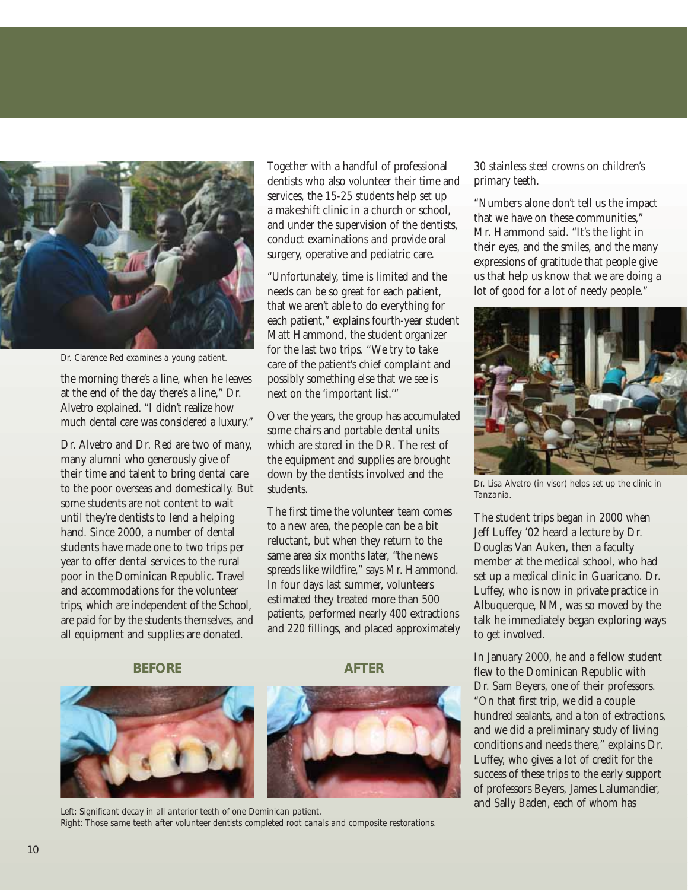Dr. Clarence Red examines a young patient.

the morning there's a line, when he leaves at the end of the day there's a line," Dr. Alvetro explained. "I didn't realize how much dental care was considered a luxury."

Dr. Alvetro and Dr. Red are two of many, many alumni who generously give of their time and talent to bring dental care to the poor overseas and domestically. But some students are not content to wait until they're dentists to lend a helping hand. Since 2000, a number of dental students have made one to two trips per year to offer dental services to the rural poor in the Dominican Republic. Travel and accommodations for the volunteer trips, which are independent of the School, are paid for by the students themselves, and all equipment and supplies are donated.

Together with a handful of professional dentists who also volunteer their time and services, the 15-25 students help set up a makeshift clinic in a church or school, and under the supervision of the dentists, conduct examinations and provide oral surgery, operative and pediatric care.

"Unfortunately, time is limited and the needs can be so great for each patient, that we aren't able to do everything for each patient," explains fourth-year student Matt Hammond, the student organizer for the last two trips. "We try to take care of the patient's chief complaint and possibly something else that we see is next on the 'important list.'"

Over the years, the group has accumulated some chairs and portable dental units which are stored in the DR. The rest of the equipment and supplies are brought down by the dentists involved and the students.

The first time the volunteer team comes to a new area, the people can be a bit reluctant, but when they return to the same area six months later, "the news spreads like wildfire," says Mr. Hammond. In four days last summer, volunteers estimated they treated more than 500 patients, performed nearly 400 extractions and 220 fillings, and placed approximately 30 stainless steel crowns on children's primary teeth.

"Numbers alone don't tell us the impact that we have on these communities," Mr. Hammond said. "It's the light in their eyes, and the smiles, and the many expressions of gratitude that people give us that help us know that we are doing a lot of good for a lot of needy people."

Dr. Lisa Alvetro (in visor) helps set up the clinic in Tanzania.

The student trips began in 2000 when Jeff Luffey '02 heard a lecture by Dr. Douglas Van Auken, then a faculty member at the medical school, who had set up a medical clinic in Guaricano. Dr. Luffey, who is now in private practice in Albuquerque, NM, was so moved by the talk he immediately began exploring ways to get involved.

In January 2000, he and a fellow student flew to the Dominican Republic with Dr. Sam Beyers, one of their professors. "On that first trip, we did a couple hundred sealants, and a ton of extractions, and we did a preliminary study of living conditions and needs there," explains Dr. Luffey, who gives a lot of credit for the success of these trips to the early support of professors Beyers, James Lalumandier, and Sally Baden, each of whom has

**BEFORE**

**AFTER**

*Left: Significant decay in all anterior teeth of one Dominican patient.*
*Right: Those same teeth after volunteer dentists completed root canals and composite restorations.*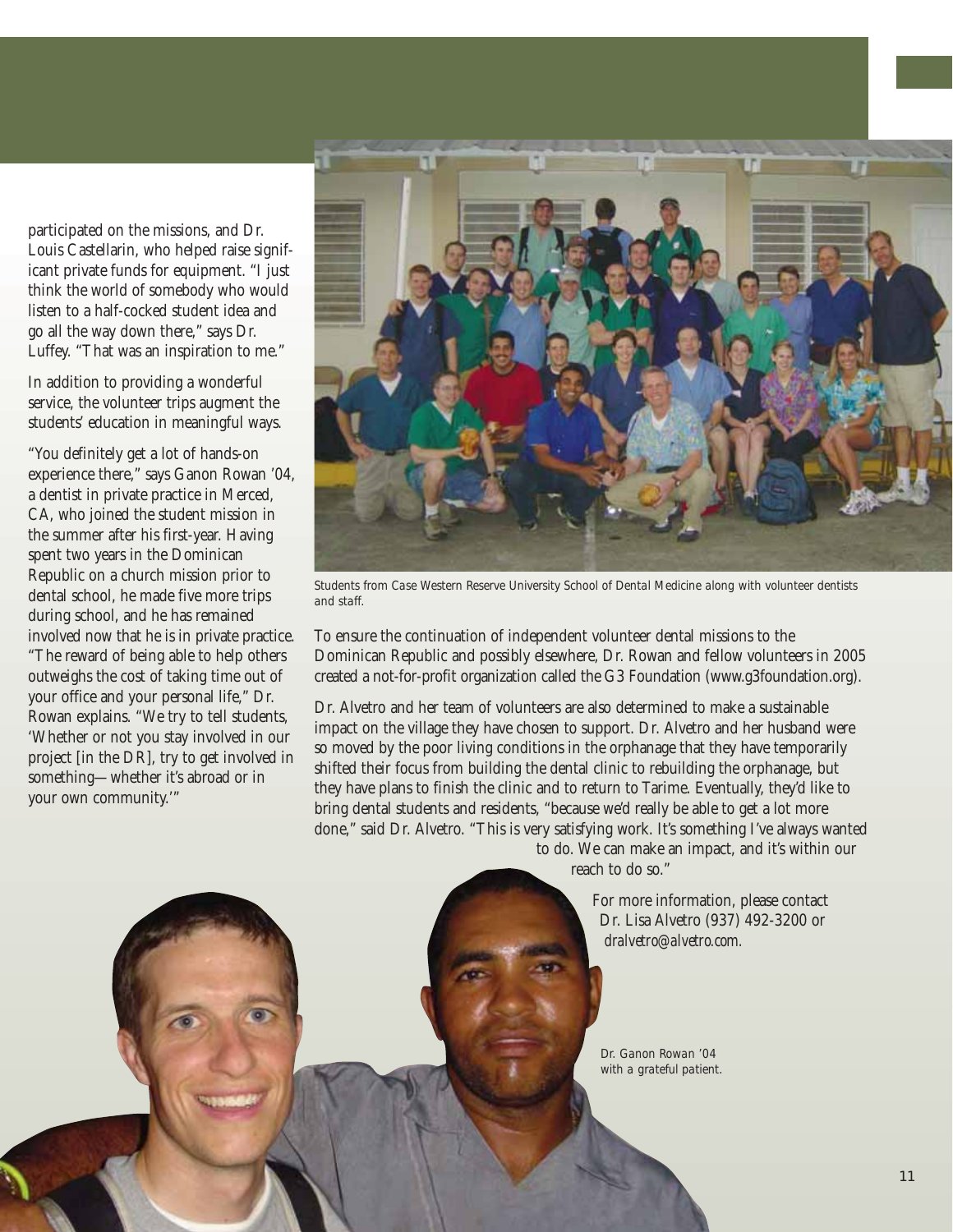participated on the missions, and Dr. Louis Castellarin, who helped raise significant private funds for equipment. "I just think the world of somebody who would listen to a half-cocked student idea and go all the way down there," says Dr. Luffey. "That was an inspiration to me."

In addition to providing a wonderful service, the volunteer trips augment the students' education in meaningful ways.

"You definitely get a lot of hands-on experience there," says Ganon Rowan '04, a dentist in private practice in Merced, CA, who joined the student mission in the summer after his first-year. Having spent two years in the Dominican Republic on a church mission prior to dental school, he made five more trips during school, and he has remained involved now that he is in private practice. "The reward of being able to help others outweighs the cost of taking time out of your office and your personal life," Dr. Rowan explains. "We try to tell students, 'Whether or not you stay involved in our project [in the DR], try to get involved in something—whether it's abroad or in your own community.'"

*Students from Case Western Reserve University School of Dental Medicine along with volunteer dentists and staff.*

To ensure the continuation of independent volunteer dental missions to the Dominican Republic and possibly elsewhere, Dr. Rowan and fellow volunteers in 2005 created a not-for-profit organization called the G3 Foundation (www.g3foundation.org).

Dr. Alvetro and her team of volunteers are also determined to make a sustainable impact on the village they have chosen to support. Dr. Alvetro and her husband were so moved by the poor living conditions in the orphanage that they have temporarily shifted their focus from building the dental clinic to rebuilding the orphanage, but they have plans to finish the clinic and to return to Tarime. Eventually, they'd like to bring dental students and residents, "because we'd really be able to get a lot more done," said Dr. Alvetro. "This is very satisfying work. It's something I've always wanted to do. We can make an impact, and it's within our reach to do so."

For more information, please contact Dr. Lisa Alvetro (937) 492-3200 or *dralvetro@alvetro.com*.

*Dr. Ganon Rowan '04 with a grateful patient.*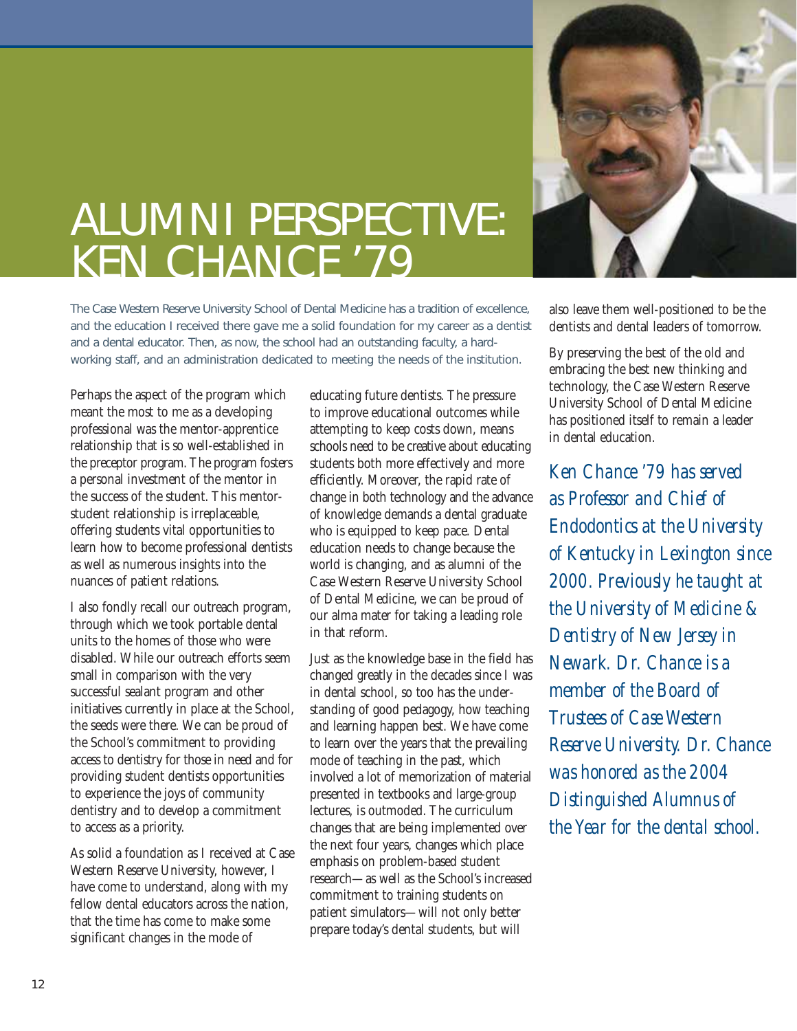# ALUMNI PERSPECTIVE: KEN CHANCE '79

The Case Western Reserve University School of Dental Medicine has a tradition of excellence, and the education I received there gave me a solid foundation for my career as a dentist and a dental educator. Then, as now, the school had an outstanding faculty, a hard-working staff, and an administration dedicated to meeting the needs of the institution.

Perhaps the aspect of the program which meant the most to me as a developing professional was the mentor-apprentice relationship that is so well-established in the preceptor program. The program fosters a personal investment of the mentor in the success of the student. This mentor-student relationship is irreplaceable, offering students vital opportunities to learn how to become professional dentists as well as numerous insights into the nuances of patient relations.

I also fondly recall our outreach program, through which we took portable dental units to the homes of those who were disabled. While our outreach efforts seem small in comparison with the very successful sealant program and other initiatives currently in place at the School, the seeds were there. We can be proud of the School's commitment to providing access to dentistry for those in need and for providing student dentists opportunities to experience the joys of community dentistry and to develop a commitment to access as a priority.

As solid a foundation as I received at Case Western Reserve University, however, I have come to understand, along with my fellow dental educators across the nation, that the time has come to make some significant changes in the mode of educating future dentists. The pressure to improve educational outcomes while attempting to keep costs down, means schools need to be creative about educating students both more effectively and more efficiently. Moreover, the rapid rate of change in both technology and the advance of knowledge demands a dental graduate who is equipped to keep pace. Dental education needs to change because the world is changing, and as alumni of the Case Western Reserve University School of Dental Medicine, we can be proud of our alma mater for taking a leading role in that reform.

Just as the knowledge base in the field has changed greatly in the decades since I was in dental school, so too has the understanding of good pedagogy, how teaching and learning happen best. We have come to learn over the years that the prevailing mode of teaching in the past, which involved a lot of memorization of material presented in textbooks and large-group lectures, is outmoded. The curriculum changes that are being implemented over the next four years, changes which place emphasis on problem-based student research—as well as the School's increased commitment to training students on patient simulators—will not only better prepare today's dental students, but will also leave them well-positioned to be the dentists and dental leaders of tomorrow.

By preserving the best of the old and embracing the best new thinking and technology, the Case Western Reserve University School of Dental Medicine has positioned itself to remain a leader in dental education.

*Ken Chance '79 has served as Professor and Chief of Endodontics at the University of Kentucky in Lexington since 2000. Previously he taught at the University of Medicine & Dentistry of New Jersey in Newark. Dr. Chance is a member of the Board of Trustees of Case Western Reserve University. Dr. Chance was honored as the 2004 Distinguished Alumnus of the Year for the dental school.*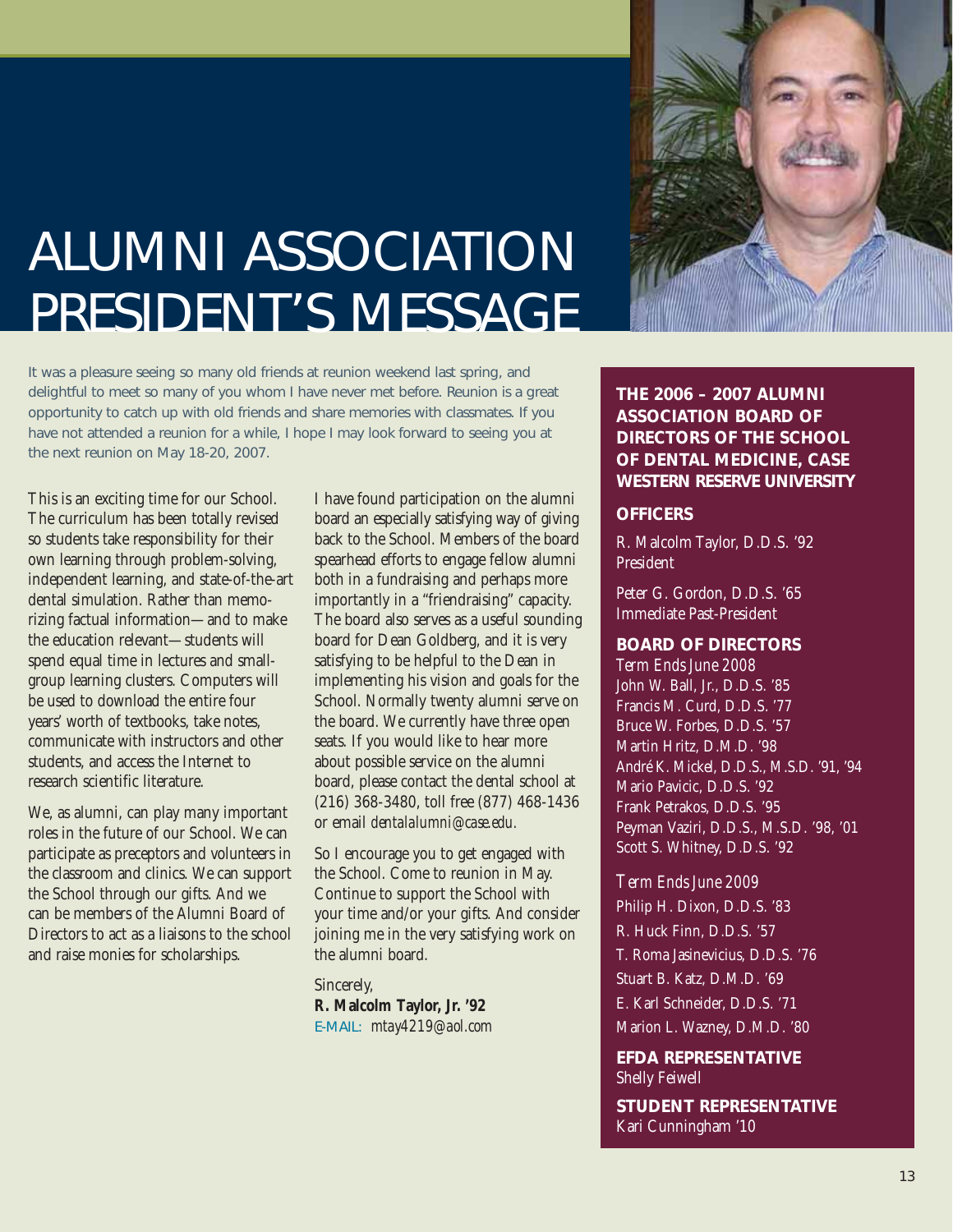# ALUMNI ASSOCIATION PRESIDENT'S MESSAGE

It was a pleasure seeing so many old friends at reunion weekend last spring, and delightful to meet so many of you whom I have never met before. Reunion is a great opportunity to catch up with old friends and share memories with classmates. If you have not attended a reunion for a while, I hope I may look forward to seeing you at the next reunion on May 18-20, 2007.

This is an exciting time for our School. The curriculum has been totally revised so students take responsibility for their own learning through problem-solving, independent learning, and state-of-the-art dental simulation. Rather than memorizing factual information—and to make the education relevant—students will spend equal time in lectures and small-group learning clusters. Computers will be used to download the entire four years' worth of textbooks, take notes, communicate with instructors and other students, and access the Internet to research scientific literature.

We, as alumni, can play many important roles in the future of our School. We can participate as preceptors and volunteers in the classroom and clinics. We can support the School through our gifts. And we can be members of the Alumni Board of Directors to act as a liaisons to the school and raise monies for scholarships.

I have found participation on the alumni board an especially satisfying way of giving back to the School. Members of the board spearhead efforts to engage fellow alumni both in a fundraising and perhaps more importantly in a "friendraising" capacity. The board also serves as a useful sounding board for Dean Goldberg, and it is very satisfying to be helpful to the Dean in implementing his vision and goals for the School. Normally twenty alumni serve on the board. We currently have three open seats. If you would like to hear more about possible service on the alumni board, please contact the dental school at (216) 368-3480, toll free (877) 468-1436 or email *dentalalumni@case.edu*.

So I encourage you to get engaged with the School. Come to reunion in May. Continue to support the School with your time and/or your gifts. And consider joining me in the very satisfying work on the alumni board.

Sincerely,
**R. Malcolm Taylor, Jr. '92**
E-MAIL: *mtay4219@aol.com*

## THE 2006 – 2007 ALUMNI ASSOCIATION BOARD OF DIRECTORS OF THE SCHOOL OF DENTAL MEDICINE, CASE WESTERN RESERVE UNIVERSITY

### OFFICERS

R. Malcolm Taylor, D.D.S. '92
President

Peter G. Gordon, D.D.S. '65
Immediate Past-President

### BOARD OF DIRECTORS

*Term Ends June 2008*
John W. Ball, Jr., D.D.S. '85
Francis M. Curd, D.D.S. '77
Bruce W. Forbes, D.D.S. '57
Martin Hritz, D.M.D. '98
André K. Mickel, D.D.S., M.S.D. '91, '94
Mario Pavicic, D.D.S. '92
Frank Petrakos, D.D.S. '95
Peyman Vaziri, D.D.S., M.S.D. '98, '01
Scott S. Whitney, D.D.S. '92

*Term Ends June 2009*
Philip H. Dixon, D.D.S. '83
R. Huck Finn, D.D.S. '57
T. Roma Jasinevicius, D.D.S. '76
Stuart B. Katz, D.M.D. '69
E. Karl Schneider, D.D.S. '71
Marion L. Wazney, D.M.D. '80

### EFDA REPRESENTATIVE
Shelly Feiwell

### STUDENT REPRESENTATIVE
Kari Cunningham '10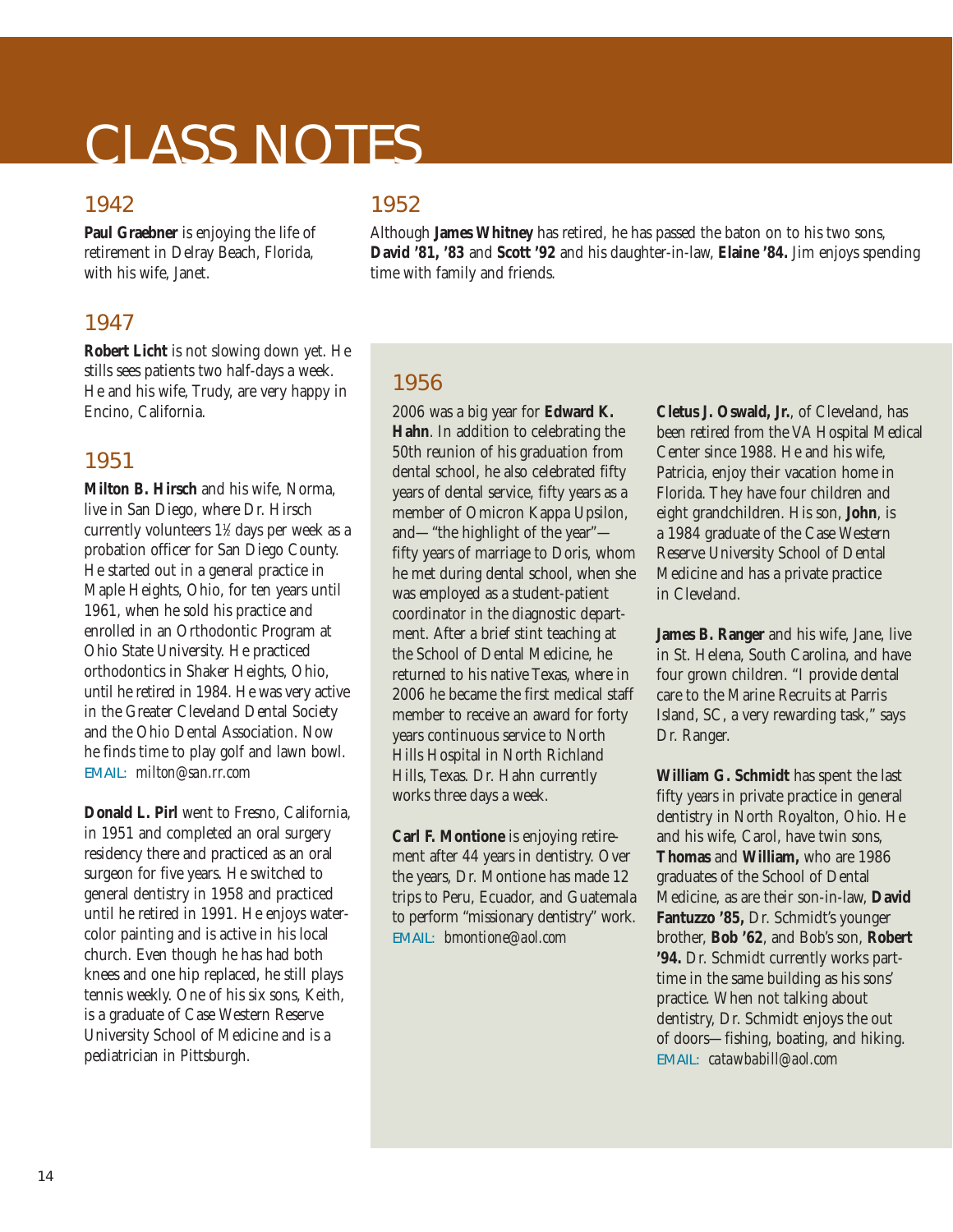# CLASS NOTES

## 1942

**Paul Graebner** is enjoying the life of retirement in Delray Beach, Florida, with his wife, Janet.

## 1947

**Robert Licht** is not slowing down yet. He stills sees patients two half-days a week. He and his wife, Trudy, are very happy in Encino, California.

## 1951

**Milton B. Hirsch** and his wife, Norma, live in San Diego, where Dr. Hirsch currently volunteers 1½ days per week as a probation officer for San Diego County. He started out in a general practice in Maple Heights, Ohio, for ten years until 1961, when he sold his practice and enrolled in an Orthodontic Program at Ohio State University. He practiced orthodontics in Shaker Heights, Ohio, until he retired in 1984. He was very active in the Greater Cleveland Dental Society and the Ohio Dental Association. Now he finds time to play golf and lawn bowl. EMAIL: *milton@san.rr.com*

**Donald L. Pirl** went to Fresno, California, in 1951 and completed an oral surgery residency there and practiced as an oral surgeon for five years. He switched to general dentistry in 1958 and practiced until he retired in 1991. He enjoys watercolor painting and is active in his local church. Even though he has had both knees and one hip replaced, he still plays tennis weekly. One of his six sons, Keith, is a graduate of Case Western Reserve University School of Medicine and is a pediatrician in Pittsburgh.

## 1952

Although **James Whitney** has retired, he has passed the baton on to his two sons, **David '81, '83** and **Scott '92** and his daughter-in-law, **Elaine '84.** Jim enjoys spending time with family and friends.

## 1956

2006 was a big year for **Edward K. Hahn**. In addition to celebrating the 50th reunion of his graduation from dental school, he also celebrated fifty years of dental service, fifty years as a member of Omicron Kappa Upsilon, and—"the highlight of the year"—fifty years of marriage to Doris, whom he met during dental school, when she was employed as a student-patient coordinator in the diagnostic department. After a brief stint teaching at the School of Dental Medicine, he returned to his native Texas, where in 2006 he became the first medical staff member to receive an award for forty years continuous service to North Hills Hospital in North Richland Hills, Texas. Dr. Hahn currently works three days a week.

**Carl F. Montione** is enjoying retirement after 44 years in dentistry. Over the years, Dr. Montione has made 12 trips to Peru, Ecuador, and Guatemala to perform "missionary dentistry" work. EMAIL: *bmontione@aol.com*

**Cletus J. Oswald, Jr.**, of Cleveland, has been retired from the VA Hospital Medical Center since 1988. He and his wife, Patricia, enjoy their vacation home in Florida. They have four children and eight grandchildren. His son, **John**, is a 1984 graduate of the Case Western Reserve University School of Dental Medicine and has a private practice in Cleveland.

**James B. Ranger** and his wife, Jane, live in St. Helena, South Carolina, and have four grown children. "I provide dental care to the Marine Recruits at Parris Island, SC, a very rewarding task," says Dr. Ranger.

**William G. Schmidt** has spent the last fifty years in private practice in general dentistry in North Royalton, Ohio. He and his wife, Carol, have twin sons, **Thomas** and **William,** who are 1986 graduates of the School of Dental Medicine, as are their son-in-law, **David Fantuzzo '85,** Dr. Schmidt's younger brother, **Bob '62**, and Bob's son, **Robert '94.** Dr. Schmidt currently works part-time in the same building as his sons' practice. When not talking about dentistry, Dr. Schmidt enjoys the out of doors—fishing, boating, and hiking. EMAIL: *catawbabill@aol.com*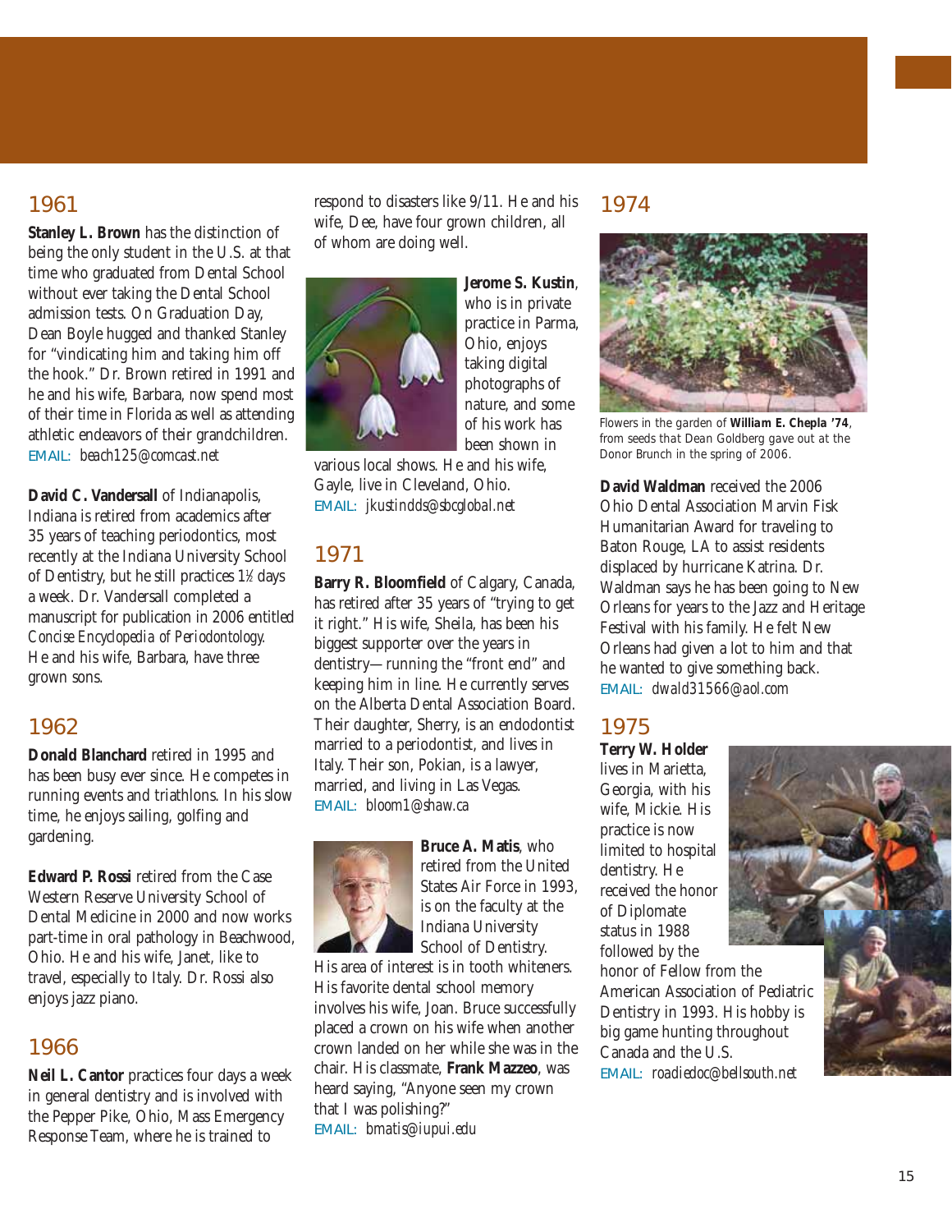## 1961

**Stanley L. Brown** has the distinction of being the only student in the U.S. at that time who graduated from Dental School without ever taking the Dental School admission tests. On Graduation Day, Dean Boyle hugged and thanked Stanley for "vindicating him and taking him off the hook." Dr. Brown retired in 1991 and he and his wife, Barbara, now spend most of their time in Florida as well as attending athletic endeavors of their grandchildren.
EMAIL: *beach125@comcast.net*

**David C. Vandersall** of Indianapolis, Indiana is retired from academics after 35 years of teaching periodontics, most recently at the Indiana University School of Dentistry, but he still practices 1½ days a week. Dr. Vandersall completed a manuscript for publication in 2006 entitled *Concise Encyclopedia of Periodontology.* He and his wife, Barbara, have three grown sons.

## 1962

**Donald Blanchard** retired in 1995 and has been busy ever since. He competes in running events and triathlons. In his slow time, he enjoys sailing, golfing and gardening.

**Edward P. Rossi** retired from the Case Western Reserve University School of Dental Medicine in 2000 and now works part-time in oral pathology in Beachwood, Ohio. He and his wife, Janet, like to travel, especially to Italy. Dr. Rossi also enjoys jazz piano.

## 1966

**Neil L. Cantor** practices four days a week in general dentistry and is involved with the Pepper Pike, Ohio, Mass Emergency Response Team, where he is trained to respond to disasters like 9/11. He and his wife, Dee, have four grown children, all of whom are doing well.

**Jerome S. Kustin**, who is in private practice in Parma, Ohio, enjoys taking digital photographs of nature, and some of his work has been shown in various local shows. He and his wife, Gayle, live in Cleveland, Ohio.
EMAIL: *jkustindds@sbcglobal.net*

## 1971

**Barry R. Bloomfield** of Calgary, Canada, has retired after 35 years of "trying to get it right." His wife, Sheila, has been his biggest supporter over the years in dentistry—running the "front end" and keeping him in line. He currently serves on the Alberta Dental Association Board. Their daughter, Sherry, is an endodontist married to a periodontist, and lives in Italy. Their son, Pokian, is a lawyer, married, and living in Las Vegas.
EMAIL: *bloom1@shaw.ca*

**Bruce A. Matis**, who retired from the United States Air Force in 1993, is on the faculty at the Indiana University School of Dentistry. His area of interest is in tooth whiteners. His favorite dental school memory involves his wife, Joan. Bruce successfully placed a crown on his wife when another crown landed on her while she was in the chair. His classmate, **Frank Mazzeo**, was heard saying, "Anyone seen my crown that I was polishing?"
EMAIL: *bmatis@iupui.edu*

## 1974

Flowers in the garden of **William E. Chepla '74**, from seeds that Dean Goldberg gave out at the Donor Brunch in the spring of 2006.

**David Waldman** received the 2006 Ohio Dental Association Marvin Fisk Humanitarian Award for traveling to Baton Rouge, LA to assist residents displaced by hurricane Katrina. Dr. Waldman says he has been going to New Orleans for years to the Jazz and Heritage Festival with his family. He felt New Orleans had given a lot to him and that he wanted to give something back.
EMAIL: *dwald31566@aol.com*

## 1975

**Terry W. Holder** lives in Marietta, Georgia, with his wife, Mickie. His practice is now limited to hospital dentistry. He received the honor of Diplomate status in 1988 followed by the honor of Fellow from the American Association of Pediatric Dentistry in 1993. His hobby is big game hunting throughout Canada and the U.S.
EMAIL: *roadiedoc@bellsouth.net*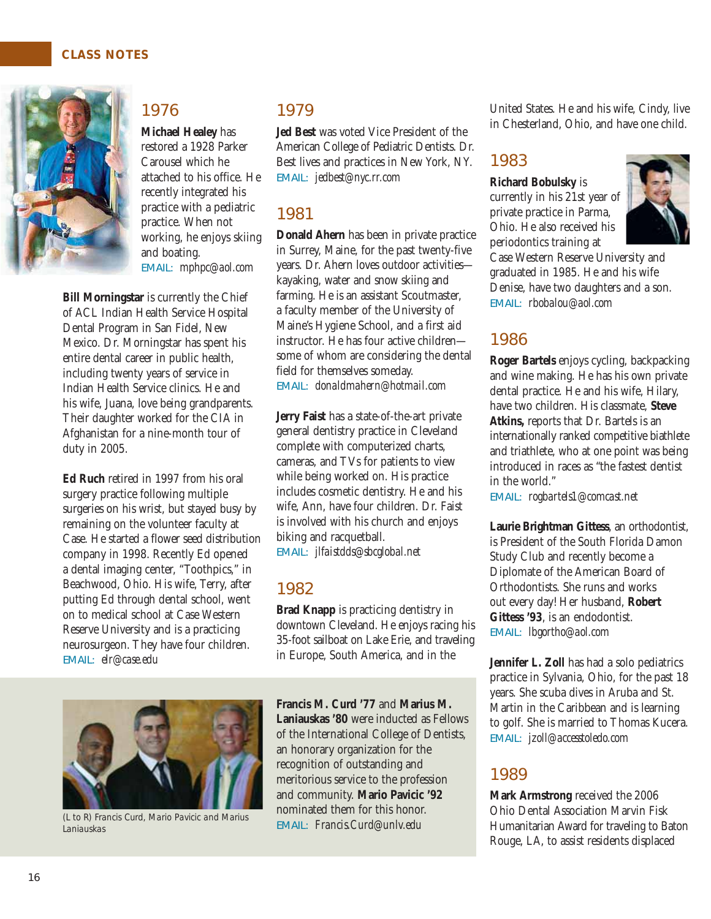## CLASS NOTES

## 1976

**Michael Healey** has restored a 1928 Parker Carousel which he attached to his office. He recently integrated his practice with a pediatric practice. When not working, he enjoys skiing and boating.
EMAIL: *mphpc@aol.com*

**Bill Morningstar** is currently the Chief of ACL Indian Health Service Hospital Dental Program in San Fidel, New Mexico. Dr. Morningstar has spent his entire dental career in public health, including twenty years of service in Indian Health Service clinics. He and his wife, Juana, love being grandparents. Their daughter worked for the CIA in Afghanistan for a nine-month tour of duty in 2005.

**Ed Ruch** retired in 1997 from his oral surgery practice following multiple surgeries on his wrist, but stayed busy by remaining on the volunteer faculty at Case. He started a flower seed distribution company in 1998. Recently Ed opened a dental imaging center, "Toothpics," in Beachwood, Ohio. His wife, Terry, after putting Ed through dental school, went on to medical school at Case Western Reserve University and is a practicing neurosurgeon. They have four children.
EMAIL: *elr@case.edu*

## 1979

**Jed Best** was voted Vice President of the American College of Pediatric Dentists. Dr. Best lives and practices in New York, NY.
EMAIL: *jedbest@nyc.rr.com*

## 1981

**Donald Ahern** has been in private practice in Surrey, Maine, for the past twenty-five years. Dr. Ahern loves outdoor activities—kayaking, water and snow skiing and farming. He is an assistant Scoutmaster, a faculty member of the University of Maine's Hygiene School, and a first aid instructor. He has four active children—some of whom are considering the dental field for themselves someday.
EMAIL: *donaldmahern@hotmail.com*

**Jerry Faist** has a state-of-the-art private general dentistry practice in Cleveland complete with computerized charts, cameras, and TVs for patients to view while being worked on. His practice includes cosmetic dentistry. He and his wife, Ann, have four children. Dr. Faist is involved with his church and enjoys biking and racquetball.
EMAIL: *jlfaistdds@sbcglobal.net*

## 1982

**Brad Knapp** is practicing dentistry in downtown Cleveland. He enjoys racing his 35-foot sailboat on Lake Erie, and traveling in Europe, South America, and in the United States. He and his wife, Cindy, live in Chesterland, Ohio, and have one child.

(L to R) Francis Curd, Mario Pavicic and Marius Laniauskas

**Francis M. Curd '77** and **Marius M. Laniauskas '80** were inducted as Fellows of the International College of Dentists, an honorary organization for the recognition of outstanding and meritorious service to the profession and community. **Mario Pavicic '92** nominated them for this honor.
EMAIL: *Francis.Curd@unlv.edu*

## 1983

**Richard Bobulsky** is currently in his 21st year of private practice in Parma, Ohio. He also received his periodontics training at Case Western Reserve University and graduated in 1985. He and his wife Denise, have two daughters and a son.
EMAIL: *rbobalou@aol.com*

## 1986

**Roger Bartels** enjoys cycling, backpacking and wine making. He has his own private dental practice. He and his wife, Hilary, have two children. His classmate, **Steve Atkins,** reports that Dr. Bartels is an internationally ranked competitive biathlete and triathlete, who at one point was being introduced in races as "the fastest dentist in the world."
EMAIL: *rogbartels1@comcast.net*

**Laurie Brightman Gittess**, an orthodontist, is President of the South Florida Damon Study Club and recently become a Diplomate of the American Board of Orthodontists. She runs and works out every day! Her husband, **Robert Gittess '93**, is an endodontist.
EMAIL: *lbgortho@aol.com*

**Jennifer L. Zoll** has had a solo pediatrics practice in Sylvania, Ohio, for the past 18 years. She scuba dives in Aruba and St. Martin in the Caribbean and is learning to golf. She is married to Thomas Kucera.
EMAIL: *jzoll@accesstoledo.com*

## 1989

**Mark Armstrong** received the 2006 Ohio Dental Association Marvin Fisk Humanitarian Award for traveling to Baton Rouge, LA, to assist residents displaced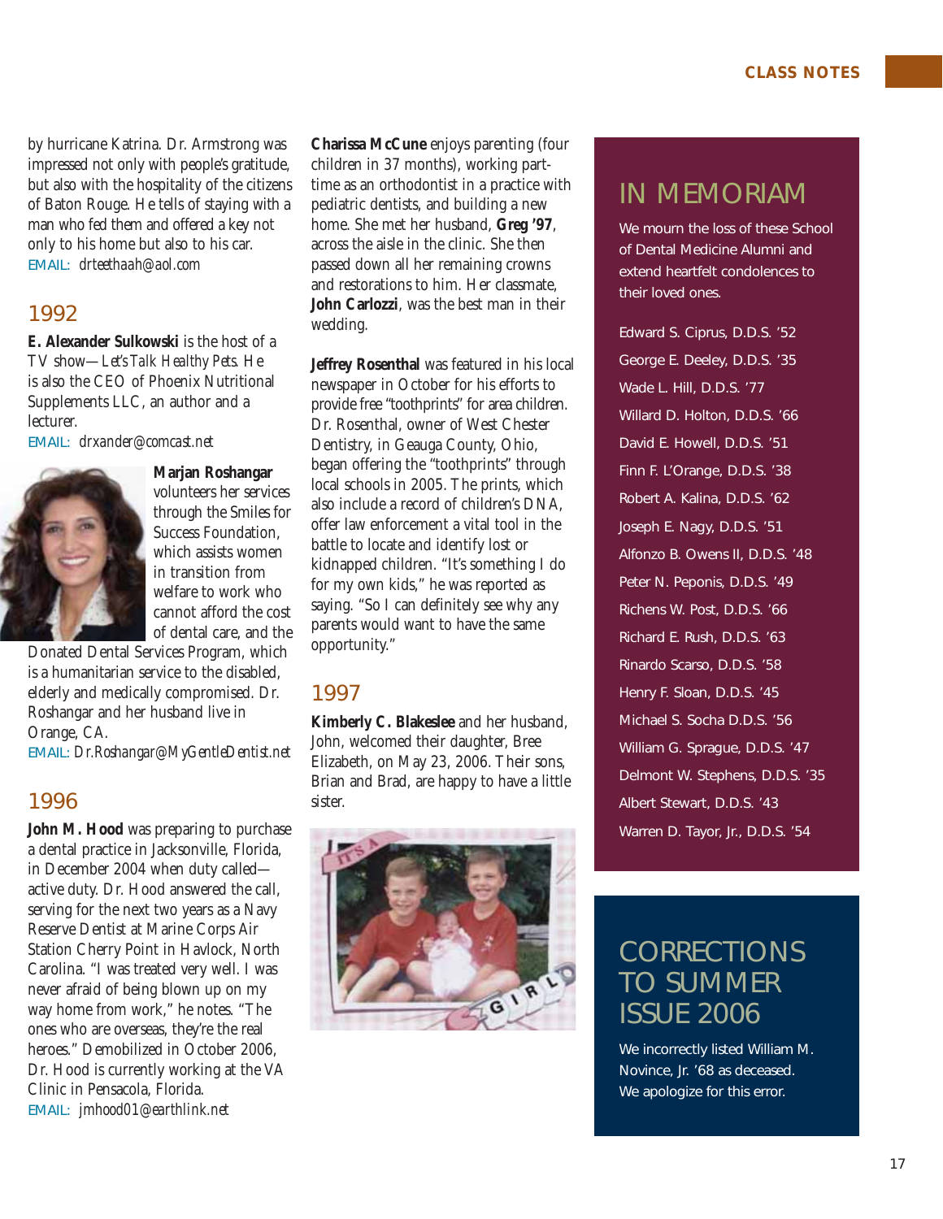by hurricane Katrina. Dr. Armstrong was impressed not only with people's gratitude, but also with the hospitality of the citizens of Baton Rouge. He tells of staying with a man who fed them and offered a key not only to his home but also to his car.
EMAIL: *drteethaah@aol.com*

## 1992

**E. Alexander Sulkowski** is the host of a TV show—*Let's Talk Healthy Pets.* He is also the CEO of Phoenix Nutritional Supplements LLC, an author and a lecturer.
EMAIL: *drxander@comcast.net*

**Marjan Roshangar** volunteers her services through the Smiles for Success Foundation, which assists women in transition from welfare to work who cannot afford the cost of dental care, and the Donated Dental Services Program, which is a humanitarian service to the disabled, elderly and medically compromised. Dr. Roshangar and her husband live in Orange, CA.
EMAIL: *Dr.Roshangar@MyGentleDentist.net*

## 1996

**John M. Hood** was preparing to purchase a dental practice in Jacksonville, Florida, in December 2004 when duty called—active duty. Dr. Hood answered the call, serving for the next two years as a Navy Reserve Dentist at Marine Corps Air Station Cherry Point in Havlock, North Carolina. "I was treated very well. I was never afraid of being blown up on my way home from work," he notes. "The ones who are overseas, they're the real heroes." Demobilized in October 2006, Dr. Hood is currently working at the VA Clinic in Pensacola, Florida.
EMAIL: *jmhood01@earthlink.net*

**Charissa McCune** enjoys parenting (four children in 37 months), working part-time as an orthodontist in a practice with pediatric dentists, and building a new home. She met her husband, **Greg '97**, across the aisle in the clinic. She then passed down all her remaining crowns and restorations to him. Her classmate, **John Carlozzi**, was the best man in their wedding.

**Jeffrey Rosenthal** was featured in his local newspaper in October for his efforts to provide free "toothprints" for area children. Dr. Rosenthal, owner of West Chester Dentistry, in Geauga County, Ohio, began offering the "toothprints" through local schools in 2005. The prints, which also include a record of children's DNA, offer law enforcement a vital tool in the battle to locate and identify lost or kidnapped children. "It's something I do for my own kids," he was reported as saying. "So I can definitely see why any parents would want to have the same opportunity."

## 1997

**Kimberly C. Blakeslee** and her husband, John, welcomed their daughter, Bree Elizabeth, on May 23, 2006. Their sons, Brian and Brad, are happy to have a little sister.

## IN MEMORIAM

We mourn the loss of these School of Dental Medicine Alumni and extend heartfelt condolences to their loved ones.

Edward S. Ciprus, D.D.S. '52
George E. Deeley, D.D.S. '35
Wade L. Hill, D.D.S. '77
Willard D. Holton, D.D.S. '66
David E. Howell, D.D.S. '51
Finn F. L'Orange, D.D.S. '38
Robert A. Kalina, D.D.S. '62
Joseph E. Nagy, D.D.S. '51
Alfonzo B. Owens II, D.D.S. '48
Peter N. Peponis, D.D.S. '49
Richens W. Post, D.D.S. '66
Richard E. Rush, D.D.S. '63
Rinardo Scarso, D.D.S. '58
Henry F. Sloan, D.D.S. '45
Michael S. Socha D.D.S. '56
William G. Sprague, D.D.S. '47
Delmont W. Stephens, D.D.S. '35
Albert Stewart, D.D.S. '43
Warren D. Tayor, Jr., D.D.S. '54

## CORRECTIONS TO SUMMER ISSUE 2006

We incorrectly listed William M. Novince, Jr. '68 as deceased. We apologize for this error.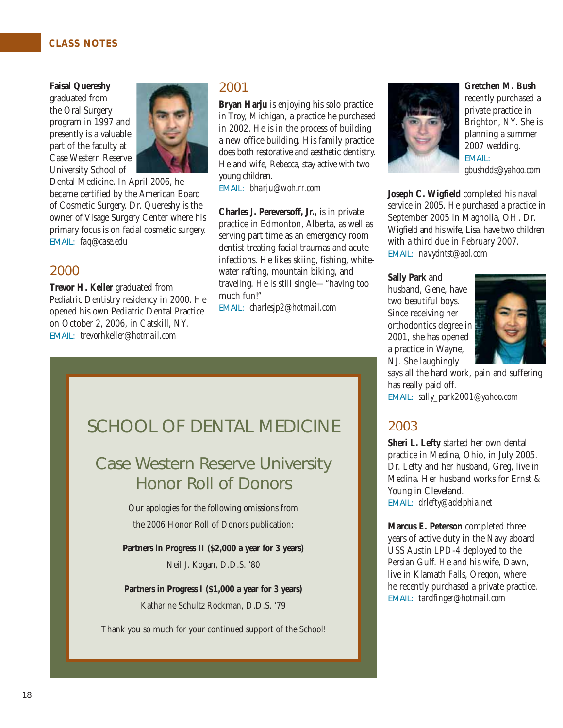## CLASS NOTES

**Faisal Quereshy** graduated from the Oral Surgery program in 1997 and presently is a valuable part of the faculty at Case Western Reserve University School of Dental Medicine. In April 2006, he became certified by the American Board of Cosmetic Surgery. Dr. Quereshy is the owner of Visage Surgery Center where his primary focus is on facial cosmetic surgery.
EMAIL: *faq@case.edu*

## 2000

**Trevor H. Keller** graduated from Pediatric Dentistry residency in 2000. He opened his own Pediatric Dental Practice on October 2, 2006, in Catskill, NY.
EMAIL: *trevorhkeller@hotmail.com*

## 2001

**Bryan Harju** is enjoying his solo practice in Troy, Michigan, a practice he purchased in 2002. He is in the process of building a new office building. His family practice does both restorative and aesthetic dentistry. He and wife, Rebecca, stay active with two young children.
EMAIL: *bharju@woh.rr.com*

**Charles J. Pereversoff, Jr.,** is in private practice in Edmonton, Alberta, as well as serving part time as an emergency room dentist treating facial traumas and acute infections. He likes skiing, fishing, whitewater rafting, mountain biking, and traveling. He is still single—"having too much fun!"
EMAIL: *charlesjp2@hotmail.com*

**Gretchen M. Bush** recently purchased a private practice in Brighton, NY. She is planning a summer 2007 wedding.
EMAIL: *gbushdds@yahoo.com*

**Joseph C. Wigfield** completed his naval service in 2005. He purchased a practice in September 2005 in Magnolia, OH. Dr. Wigfield and his wife, Lisa, have two children with a third due in February 2007.
EMAIL: *navydntst@aol.com*

**Sally Park** and husband, Gene, have two beautiful boys. Since receiving her orthodontics degree in 2001, she has opened a practice in Wayne, NJ. She laughingly says all the hard work, pain and suffering has really paid off.
EMAIL: *sally_park2001@yahoo.com*

## 2003

**Sheri L. Lefty** started her own dental practice in Medina, Ohio, in July 2005. Dr. Lefty and her husband, Greg, live in Medina. Her husband works for Ernst & Young in Cleveland.
EMAIL: *drlefty@adelphia.net*

**Marcus E. Peterson** completed three years of active duty in the Navy aboard USS Austin LPD-4 deployed to the Persian Gulf. He and his wife, Dawn, live in Klamath Falls, Oregon, where he recently purchased a private practice.
EMAIL: *tardfinger@hotmail.com*

---

## SCHOOL OF DENTAL MEDICINE

### Case Western Reserve University Honor Roll of Donors

Our apologies for the following omissions from the 2006 Honor Roll of Donors publication:

**Partners in Progress II ($2,000 a year for 3 years)**

Neil J. Kogan, D.D.S. '80

**Partners in Progress I ($1,000 a year for 3 years)**

Katharine Schultz Rockman, D.D.S. '79

Thank you so much for your continued support of the School!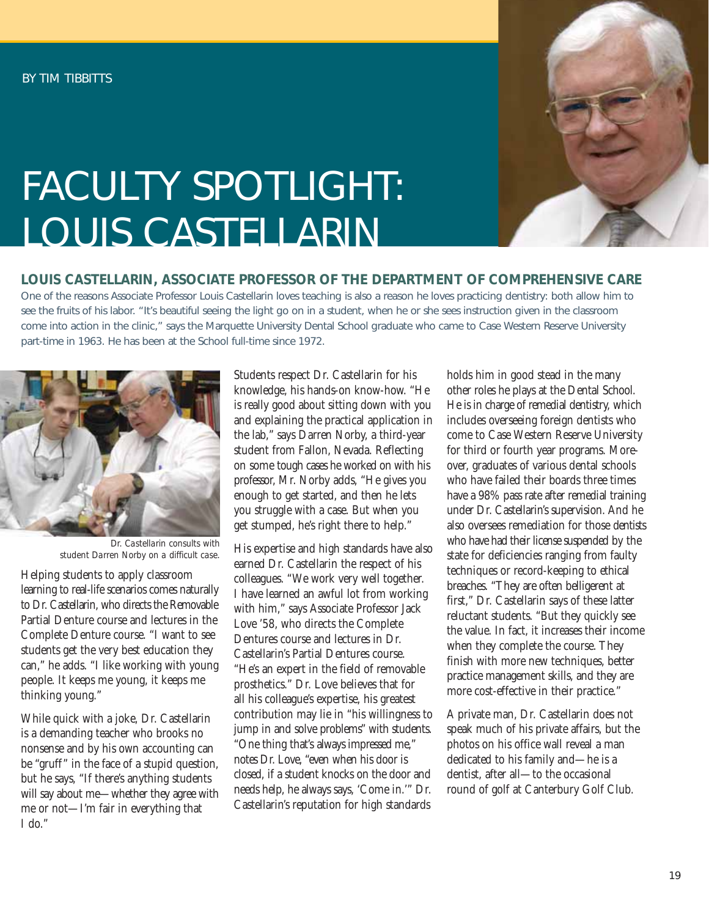BY TIM TIBBITTS

# FACULTY SPOTLIGHT: LOUIS CASTELLARIN

## LOUIS CASTELLARIN, ASSOCIATE PROFESSOR OF THE DEPARTMENT OF COMPREHENSIVE CARE

One of the reasons Associate Professor Louis Castellarin loves teaching is also a reason he loves practicing dentistry: both allow him to see the fruits of his labor. "It's beautiful seeing the light go on in a student, when he or she sees instruction given in the classroom come into action in the clinic," says the Marquette University Dental School graduate who came to Case Western Reserve University part-time in 1963. He has been at the School full-time since 1972.

*Dr. Castellarin consults with student Darren Norby on a difficult case.*

Helping students to apply classroom learning to real-life scenarios comes naturally to Dr. Castellarin, who directs the Removable Partial Denture course and lectures in the Complete Denture course. "I want to see students get the very best education they can," he adds. "I like working with young people. It keeps me young, it keeps me thinking young."

While quick with a joke, Dr. Castellarin is a demanding teacher who brooks no nonsense and by his own accounting can be "gruff" in the face of a stupid question, but he says, "If there's anything students will say about me—whether they agree with me or not—I'm fair in everything that I do."

Students respect Dr. Castellarin for his knowledge, his hands-on know-how. "He is really good about sitting down with you and explaining the practical application in the lab," says Darren Norby, a third-year student from Fallon, Nevada. Reflecting on some tough cases he worked on with his professor, Mr. Norby adds, "He gives you enough to get started, and then he lets you struggle with a case. But when you get stumped, he's right there to help."

His expertise and high standards have also earned Dr. Castellarin the respect of his colleagues. "We work very well together. I have learned an awful lot from working with him," says Associate Professor Jack Love '58, who directs the Complete Dentures course and lectures in Dr. Castellarin's Partial Dentures course. "He's an expert in the field of removable prosthetics." Dr. Love believes that for all his colleague's expertise, his greatest contribution may lie in "his willingness to jump in and solve problems" with students. "One thing that's always impressed me," notes Dr. Love, "even when his door is closed, if a student knocks on the door and needs help, he always says, 'Come in.'" Dr. Castellarin's reputation for high standards holds him in good stead in the many other roles he plays at the Dental School. He is in charge of remedial dentistry, which includes overseeing foreign dentists who come to Case Western Reserve University for third or fourth year programs. Moreover, graduates of various dental schools who have failed their boards three times have a 98% pass rate after remedial training under Dr. Castellarin's supervision. And he also oversees remediation for those dentists who have had their license suspended by the state for deficiencies ranging from faulty techniques or record-keeping to ethical breaches. "They are often belligerent at first," Dr. Castellarin says of these latter reluctant students. "But they quickly see the value. In fact, it increases their income when they complete the course. They finish with more new techniques, better practice management skills, and they are more cost-effective in their practice."

A private man, Dr. Castellarin does not speak much of his private affairs, but the photos on his office wall reveal a man dedicated to his family and—he is a dentist, after all—to the occasional round of golf at Canterbury Golf Club.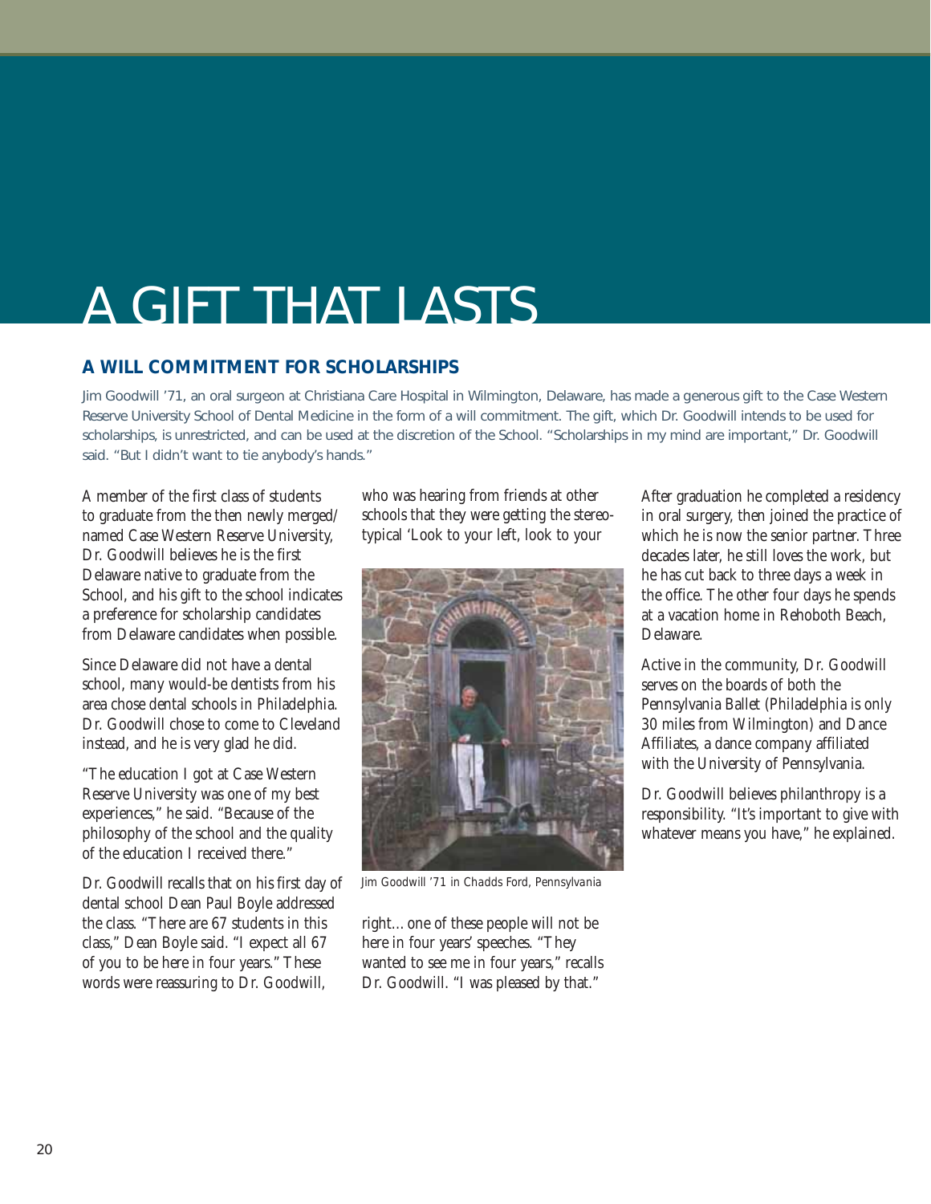# A GIFT THAT LASTS

## A WILL COMMITMENT FOR SCHOLARSHIPS

Jim Goodwill '71, an oral surgeon at Christiana Care Hospital in Wilmington, Delaware, has made a generous gift to the Case Western Reserve University School of Dental Medicine in the form of a will commitment. The gift, which Dr. Goodwill intends to be used for scholarships, is unrestricted, and can be used at the discretion of the School. "Scholarships in my mind are important," Dr. Goodwill said. "But I didn't want to tie anybody's hands."

A member of the first class of students to graduate from the then newly merged/named Case Western Reserve University, Dr. Goodwill believes he is the first Delaware native to graduate from the School, and his gift to the school indicates a preference for scholarship candidates from Delaware candidates when possible.

Since Delaware did not have a dental school, many would-be dentists from his area chose dental schools in Philadelphia. Dr. Goodwill chose to come to Cleveland instead, and he is very glad he did.

"The education I got at Case Western Reserve University was one of my best experiences," he said. "Because of the philosophy of the school and the quality of the education I received there."

Dr. Goodwill recalls that on his first day of dental school Dean Paul Boyle addressed the class. "There are 67 students in this class," Dean Boyle said. "I expect all 67 of you to be here in four years." These words were reassuring to Dr. Goodwill, who was hearing from friends at other schools that they were getting the stereotypical 'Look to your left, look to your right…one of these people will not be here in four years' speeches. "They wanted to see me in four years," recalls Dr. Goodwill. "I was pleased by that."

*Jim Goodwill '71 in Chadds Ford, Pennsylvania*

After graduation he completed a residency in oral surgery, then joined the practice of which he is now the senior partner. Three decades later, he still loves the work, but he has cut back to three days a week in the office. The other four days he spends at a vacation home in Rehoboth Beach, Delaware.

Active in the community, Dr. Goodwill serves on the boards of both the Pennsylvania Ballet (Philadelphia is only 30 miles from Wilmington) and Dance Affiliates, a dance company affiliated with the University of Pennsylvania.

Dr. Goodwill believes philanthropy is a responsibility. "It's important to give with whatever means you have," he explained.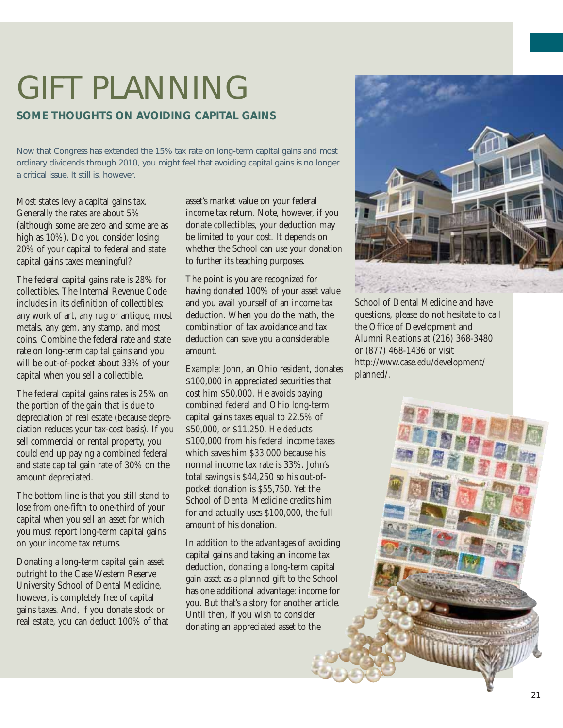# GIFT PLANNING

## SOME THOUGHTS ON AVOIDING CAPITAL GAINS

Now that Congress has extended the 15% tax rate on long-term capital gains and most ordinary dividends through 2010, you might feel that avoiding capital gains is no longer a critical issue. It still is, however.

Most states levy a capital gains tax. Generally the rates are about 5% (although some are zero and some are as high as 10%). Do you consider losing 20% of your capital to federal and state capital gains taxes meaningful?

The federal capital gains rate is 28% for collectibles. The Internal Revenue Code includes in its definition of collectibles: any work of art, any rug or antique, most metals, any gem, any stamp, and most coins. Combine the federal rate and state rate on long-term capital gains and you will be out-of-pocket about 33% of your capital when you sell a collectible.

The federal capital gains rates is 25% on the portion of the gain that is due to depreciation of real estate (because depreciation reduces your tax-cost basis). If you sell commercial or rental property, you could end up paying a combined federal and state capital gain rate of 30% on the amount depreciated.

The bottom line is that you still stand to lose from one-fifth to one-third of your capital when you sell an asset for which you must report long-term capital gains on your income tax returns.

Donating a long-term capital gain asset outright to the Case Western Reserve University School of Dental Medicine, however, is completely free of capital gains taxes. And, if you donate stock or real estate, you can deduct 100% of that asset's market value on your federal income tax return. Note, however, if you donate collectibles, your deduction may be limited to your cost. It depends on whether the School can use your donation to further its teaching purposes.

The point is you are recognized for having donated 100% of your asset value and you avail yourself of an income tax deduction. When you do the math, the combination of tax avoidance and tax deduction can save you a considerable amount.

Example: John, an Ohio resident, donates $100,000 in appreciated securities that cost him $50,000. He avoids paying combined federal and Ohio long-term capital gains taxes equal to 22.5% of $50,000, or $11,250. He deducts $100,000 from his federal income taxes which saves him $33,000 because his normal income tax rate is 33%. John's total savings is $44,250 so his out-of-pocket donation is $55,750. Yet the School of Dental Medicine credits him for and actually uses $100,000, the full amount of his donation.

In addition to the advantages of avoiding capital gains and taking an income tax deduction, donating a long-term capital gain asset as a planned gift to the School has one additional advantage: income for you. But that's a story for another article. Until then, if you wish to consider donating an appreciated asset to the School of Dental Medicine and have questions, please do not hesitate to call the Office of Development and Alumni Relations at (216) 368-3480 or (877) 468-1436 or visit http://www.case.edu/development/planned/.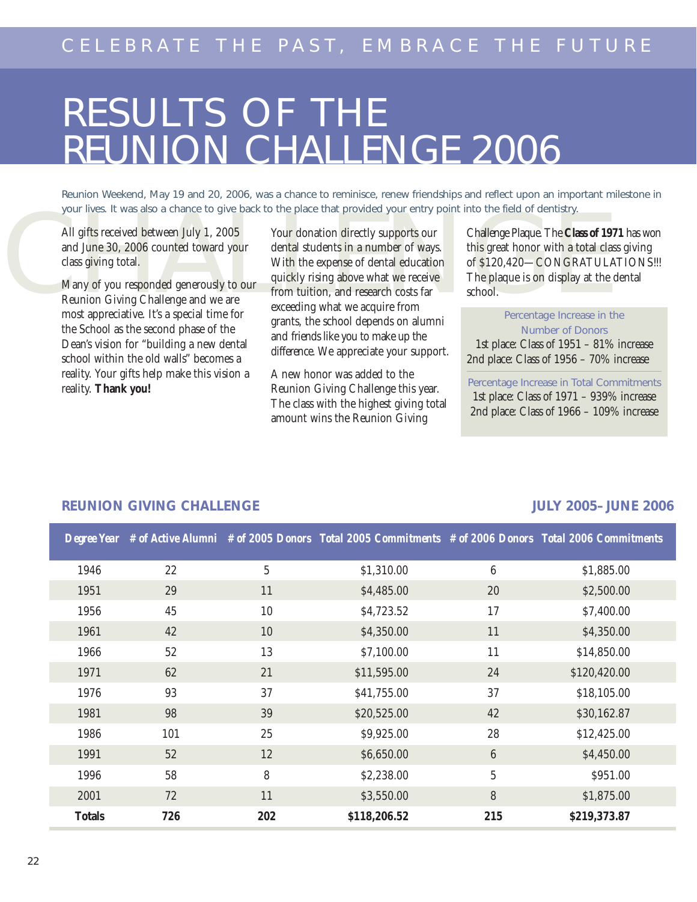CELEBRATE THE PAST, EMBRACE THE FUTURE

# RESULTS OF THE REUNION CHALLENGE 2006

Reunion Weekend, May 19 and 20, 2006, was a chance to reminisce, renew friendships and reflect upon an important milestone in your lives. It was also a chance to give back to the place that provided your entry point into the field of dentistry.

All gifts received between July 1, 2005 and June 30, 2006 counted toward your class giving total.

Many of you responded generously to our Reunion Giving Challenge and we are most appreciative. It's a special time for the School as the second phase of the Dean's vision for "building a new dental school within the old walls" becomes a reality. Your gifts help make this vision a reality. **Thank you!**

Your donation directly supports our dental students in a number of ways. With the expense of dental education quickly rising above what we receive from tuition, and research costs far exceeding what we acquire from grants, the school depends on alumni and friends like you to make up the difference. We appreciate your support.

A new honor was added to the Reunion Giving Challenge this year. The class with the highest giving total amount wins the Reunion Giving Challenge Plaque. The **Class of 1971** has won this great honor with a total class giving of $120,420—CONGRATULATIONS!!! The plaque is on display at the dental school.

Percentage Increase in the Number of Donors
1st place: Class of 1951 – 81% increase
2nd place: Class of 1956 – 70% increase

Percentage Increase in Total Commitments
1st place: Class of 1971 – 939% increase
2nd place: Class of 1966 – 109% increase

## REUNION GIVING CHALLENGE — JULY 2005–JUNE 2006

| Degree Year | # of Active Alumni | # of 2005 Donors | Total 2005 Commitments | # of 2006 Donors | Total 2006 Commitments |
|---|---|---|---|---|---|
| 1946 | 22 | 5 | $1,310.00 | 6 | $1,885.00 |
| 1951 | 29 | 11 | $4,485.00 | 20 | $2,500.00 |
| 1956 | 45 | 10 | $4,723.52 | 17 | $7,400.00 |
| 1961 | 42 | 10 | $4,350.00 | 11 | $4,350.00 |
| 1966 | 52 | 13 | $7,100.00 | 11 | $14,850.00 |
| 1971 | 62 | 21 | $11,595.00 | 24 | $120,420.00 |
| 1976 | 93 | 37 | $41,755.00 | 37 | $18,105.00 |
| 1981 | 98 | 39 | $20,525.00 | 42 | $30,162.87 |
| 1986 | 101 | 25 | $9,925.00 | 28 | $12,425.00 |
| 1991 | 52 | 12 | $6,650.00 | 6 | $4,450.00 |
| 1996 | 58 | 8 | $2,238.00 | 5 | $951.00 |
| 2001 | 72 | 11 | $3,550.00 | 8 | $1,875.00 |
| **Totals** | **726** | **202** | **$118,206.52** | **215** | **$219,373.87** |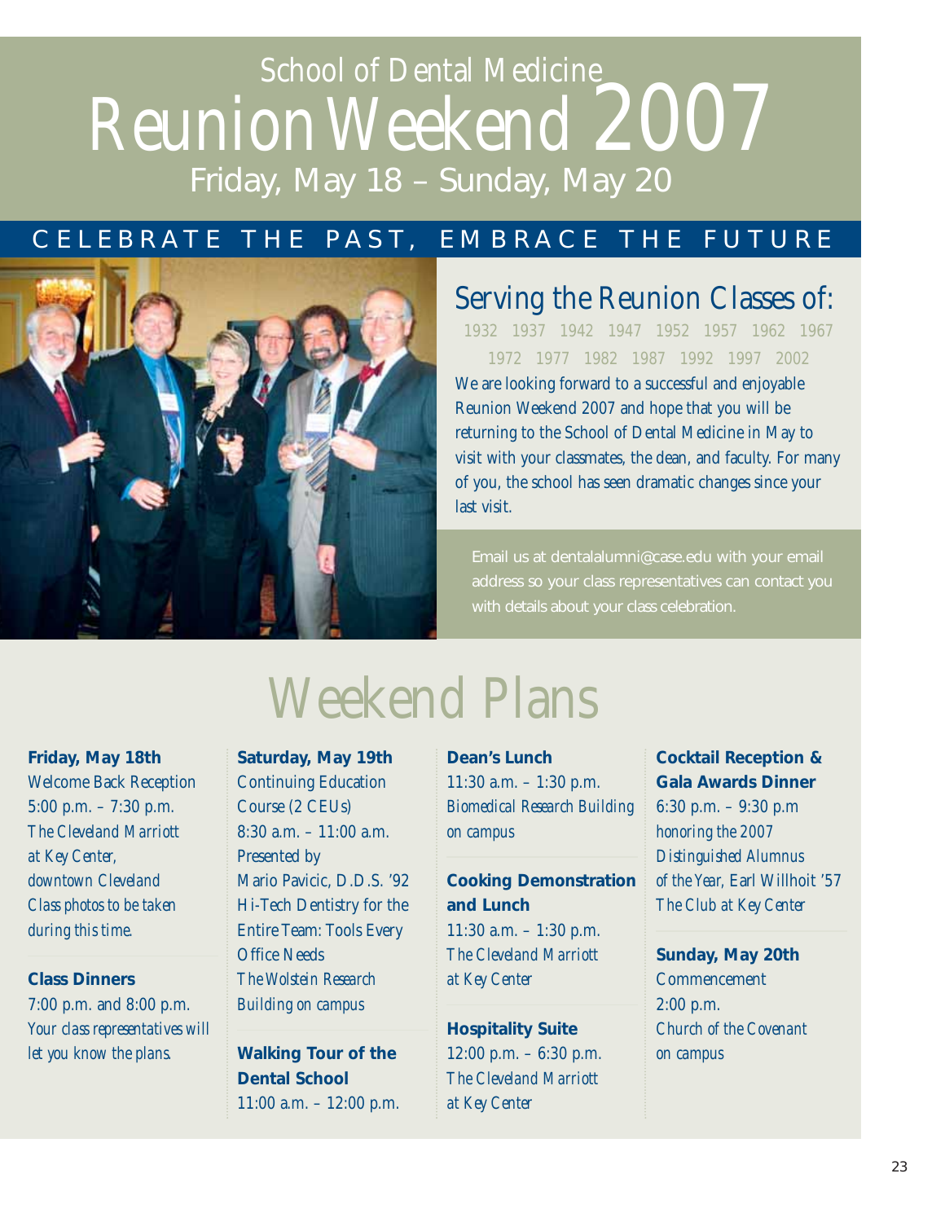# School of Dental Medicine Reunion Weekend 2007

Friday, May 18 – Sunday, May 20

## CELEBRATE THE PAST, EMBRACE THE FUTURE

## Serving the Reunion Classes of:

1932 1937 1942 1947 1952 1957 1962 1967 1972 1977 1982 1987 1992 1997 2002

We are looking forward to a successful and enjoyable Reunion Weekend 2007 and hope that you will be returning to the School of Dental Medicine in May to visit with your classmates, the dean, and faculty. For many of you, the school has seen dramatic changes since your last visit.

Email us at dentalalumni@case.edu with your email address so your class representatives can contact you with details about your class celebration.

# Weekend Plans

**Friday, May 18th**
Welcome Back Reception
5:00 p.m. – 7:30 p.m.
*The Cleveland Marriott at Key Center, downtown Cleveland*
*Class photos to be taken during this time.*

**Class Dinners**
7:00 p.m. and 8:00 p.m.
*Your class representatives will let you know the plans.*

**Saturday, May 19th**
Continuing Education Course (2 CEUs)
8:30 a.m. – 11:00 a.m.
Presented by Mario Pavicic, D.D.S. '92
Hi-Tech Dentistry for the Entire Team: Tools Every Office Needs
*The Wolstein Research Building on campus*

**Walking Tour of the Dental School**
11:00 a.m. – 12:00 p.m.

**Dean's Lunch**
11:30 a.m. – 1:30 p.m.
*Biomedical Research Building on campus*

**Cooking Demonstration and Lunch**
11:30 a.m. – 1:30 p.m.
*The Cleveland Marriott at Key Center*

**Hospitality Suite**
12:00 p.m. – 6:30 p.m.
*The Cleveland Marriott at Key Center*

**Cocktail Reception & Gala Awards Dinner**
6:30 p.m. – 9:30 p.m
*honoring the 2007 Distinguished Alumnus of the Year, Earl Willhoit '57*
*The Club at Key Center*

**Sunday, May 20th**
Commencement
2:00 p.m.
*Church of the Covenant on campus*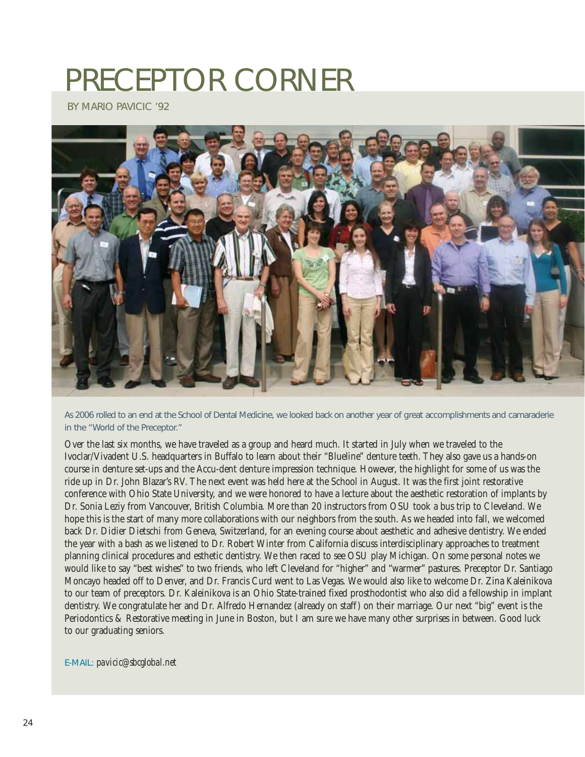# PRECEPTOR CORNER

BY MARIO PAVICIC '92

As 2006 rolled to an end at the School of Dental Medicine, we looked back on another year of great accomplishments and camaraderie in the "World of the Preceptor."

Over the last six months, we have traveled as a group and heard much. It started in July when we traveled to the Ivoclar/Vivadent U.S. headquarters in Buffalo to learn about their "Blueline" denture teeth. They also gave us a hands-on course in denture set-ups and the Accu-dent denture impression technique. However, the highlight for some of us was the ride up in Dr. John Blazar's RV. The next event was held here at the School in August. It was the first joint restorative conference with Ohio State University, and we were honored to have a lecture about the aesthetic restoration of implants by Dr. Sonia Leziy from Vancouver, British Columbia. More than 20 instructors from OSU took a bus trip to Cleveland. We hope this is the start of many more collaborations with our neighbors from the south. As we headed into fall, we welcomed back Dr. Didier Dietschi from Geneva, Switzerland, for an evening course about aesthetic and adhesive dentistry. We ended the year with a bash as we listened to Dr. Robert Winter from California discuss interdisciplinary approaches to treatment planning clinical procedures and esthetic dentistry. We then raced to see OSU play Michigan. On some personal notes we would like to say "best wishes" to two friends, who left Cleveland for "higher" and "warmer" pastures. Preceptor Dr. Santiago Moncayo headed off to Denver, and Dr. Francis Curd went to Las Vegas. We would also like to welcome Dr. Zina Kaleinikova to our team of preceptors. Dr. Kaleinikova is an Ohio State-trained fixed prosthodontist who also did a fellowship in implant dentistry. We congratulate her and Dr. Alfredo Hernandez (already on staff) on their marriage. Our next "big" event is the Periodontics & Restorative meeting in June in Boston, but I am sure we have many other surprises in between. Good luck to our graduating seniors.

E-MAIL: *pavicic@sbcglobal.net*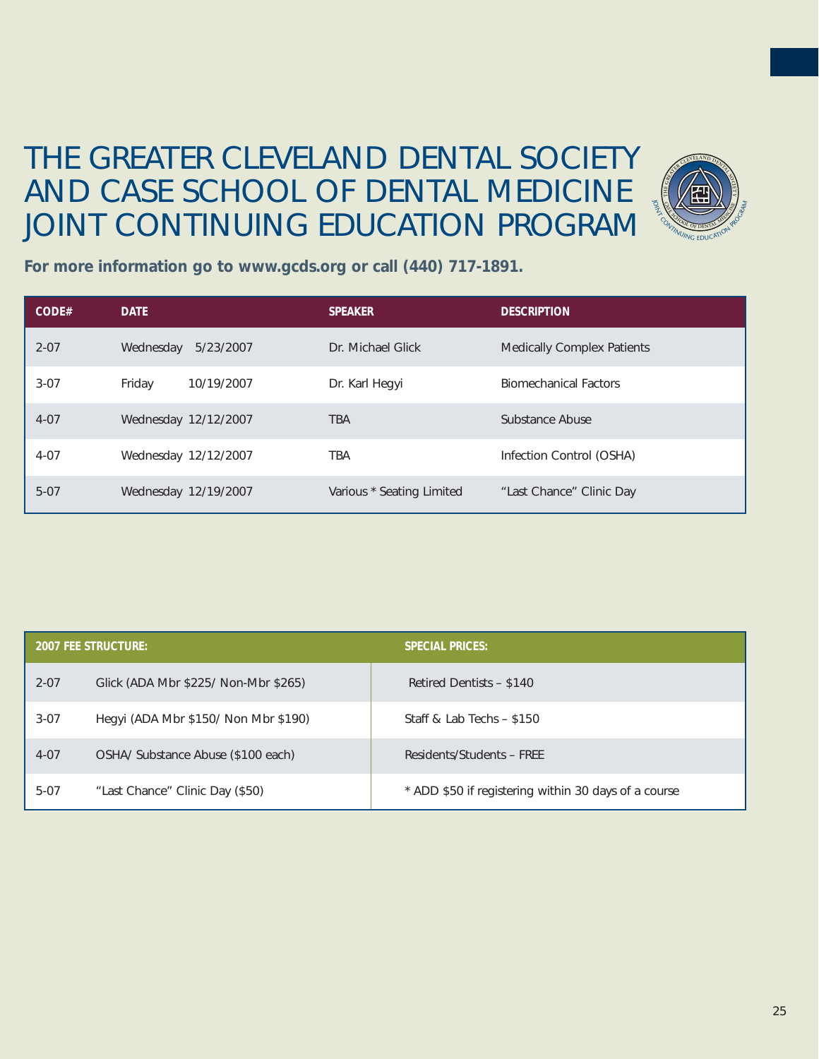# THE GREATER CLEVELAND DENTAL SOCIETY AND CASE SCHOOL OF DENTAL MEDICINE JOINT CONTINUING EDUCATION PROGRAM

**For more information go to www.gcds.org or call (440) 717-1891.**

| CODE# | DATE | SPEAKER | DESCRIPTION |
|---|---|---|---|
| 2-07 | Wednesday 5/23/2007 | Dr. Michael Glick | Medically Complex Patients |
| 3-07 | Friday 10/19/2007 | Dr. Karl Hegyi | Biomechanical Factors |
| 4-07 | Wednesday 12/12/2007 | TBA | Substance Abuse |
| 4-07 | Wednesday 12/12/2007 | TBA | Infection Control (OSHA) |
| 5-07 | Wednesday 12/19/2007 | Various * Seating Limited | "Last Chance" Clinic Day |

| 2007 FEE STRUCTURE: | | SPECIAL PRICES: |
|---|---|---|
| 2-07 | Glick (ADA Mbr $225/ Non-Mbr $265) | Retired Dentists – $140 |
| 3-07 | Hegyi (ADA Mbr $150/ Non Mbr $190) | Staff & Lab Techs – $150 |
| 4-07 | OSHA/ Substance Abuse ($100 each) | Residents/Students – FREE |
| 5-07 | "Last Chance" Clinic Day ($50) | * ADD $50 if registering within 30 days of a course |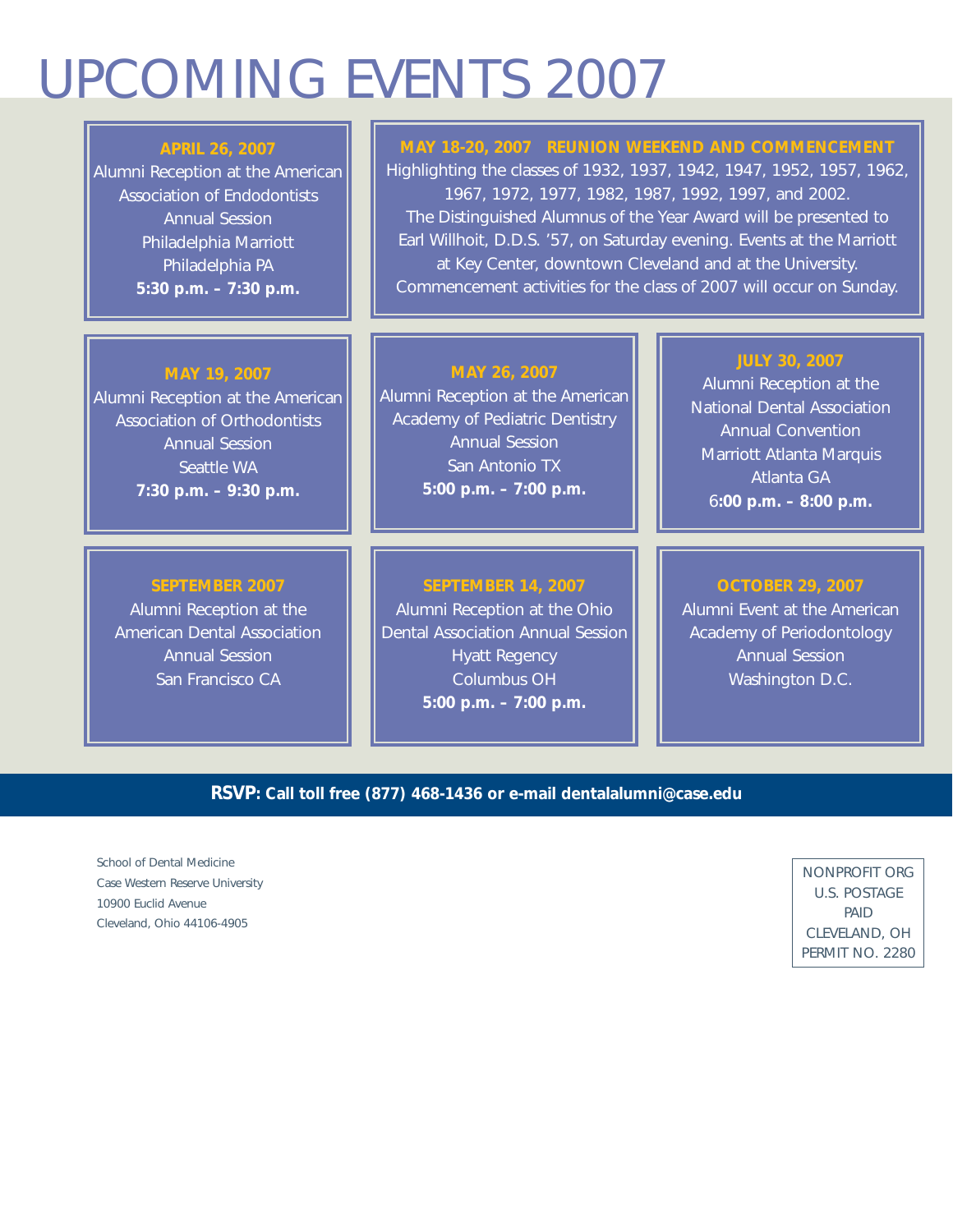# UPCOMING EVENTS 2007

**APRIL 26, 2007**
Alumni Reception at the American Association of Endodontists Annual Session
Philadelphia Marriott
Philadelphia PA
**5:30 p.m. – 7:30 p.m.**

**MAY 18-20, 2007 REUNION WEEKEND AND COMMENCEMENT**
Highlighting the classes of 1932, 1937, 1942, 1947, 1952, 1957, 1962, 1967, 1972, 1977, 1982, 1987, 1992, 1997, and 2002.
The Distinguished Alumnus of the Year Award will be presented to Earl Willhoit, D.D.S. ’57, on Saturday evening. Events at the Marriott at Key Center, downtown Cleveland and at the University.
Commencement activities for the class of 2007 will occur on Sunday.

**MAY 19, 2007**
Alumni Reception at the American Association of Orthodontists Annual Session
Seattle WA
**7:30 p.m. – 9:30 p.m.**

**MAY 26, 2007**
Alumni Reception at the American Academy of Pediatric Dentistry Annual Session
San Antonio TX
**5:00 p.m. – 7:00 p.m.**

**JULY 30, 2007**
Alumni Reception at the National Dental Association Annual Convention
Marriott Atlanta Marquis
Atlanta GA
**6:00 p.m. – 8:00 p.m.**

**SEPTEMBER 2007**
Alumni Reception at the American Dental Association Annual Session
San Francisco CA

**SEPTEMBER 14, 2007**
Alumni Reception at the Ohio Dental Association Annual Session
Hyatt Regency
Columbus OH
**5:00 p.m. – 7:00 p.m.**

**OCTOBER 29, 2007**
Alumni Event at the American Academy of Periodontology Annual Session
Washington D.C.

**RSVP: Call toll free (877) 468-1436 or e-mail dentalalumni@case.edu**

School of Dental Medicine
Case Western Reserve University
10900 Euclid Avenue
Cleveland, Ohio 44106-4905

NONPROFIT ORG
U.S. POSTAGE
PAID
CLEVELAND, OH
PERMIT NO. 2280